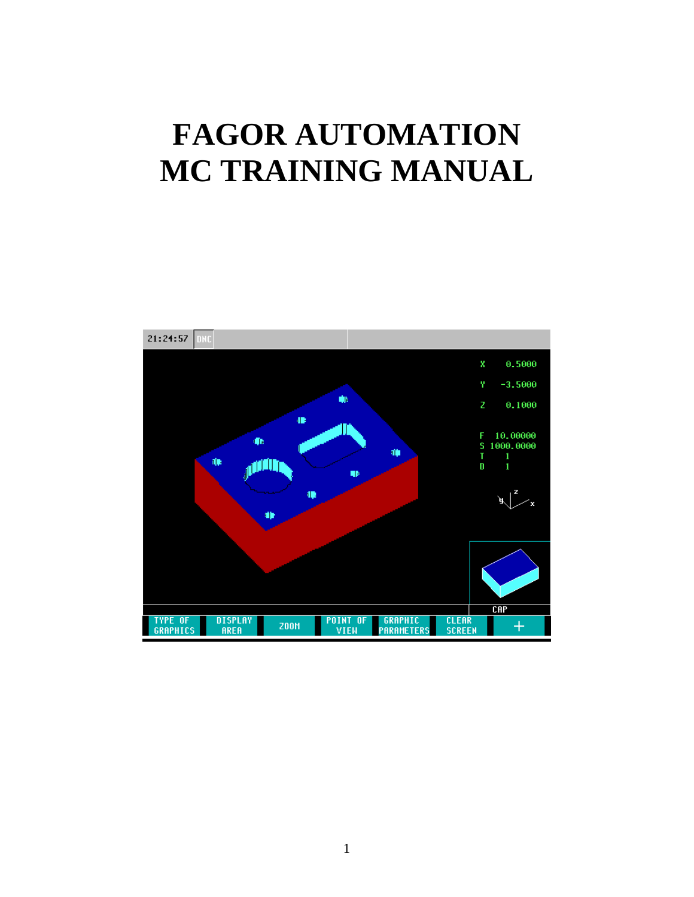# FAGOR AUTOMATION
# MC TRAINING MANUAL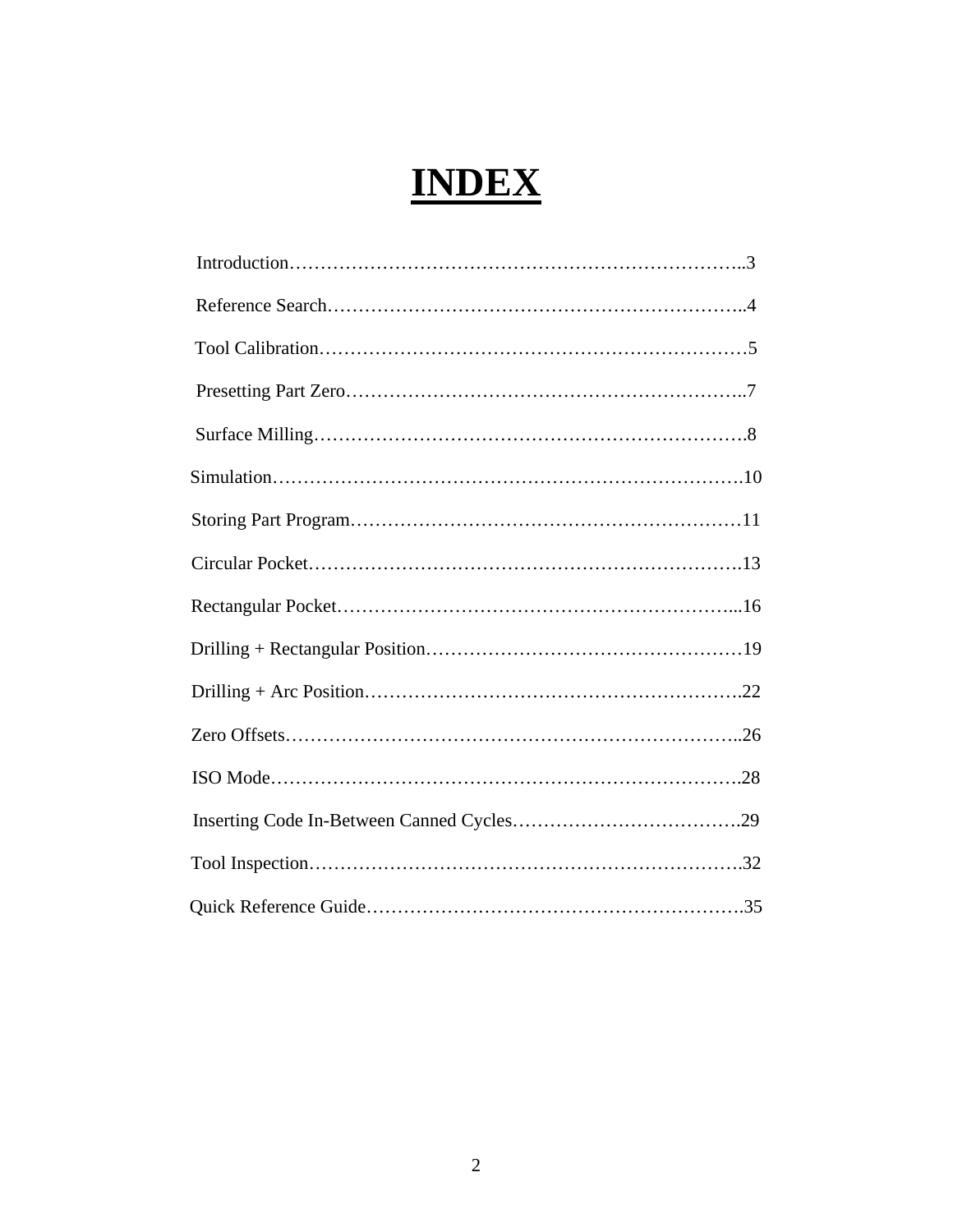# INDEX

Introduction……………………………………………………………………..3

Reference Search…………………………………………………………..4

Tool Calibration……………………………………………………………5

Presetting Part Zero………………………………………………………..7

Surface Milling…………………………………………………………….8

Simulation………………………………………………………………….10

Storing Part Program………………………………………………………11

Circular Pocket…………………………………………………………….13

Rectangular Pocket………………………………………………………...16

Drilling + Rectangular Position……………………………………………19

Drilling + Arc Position…………………………………………………….22

Zero Offsets………………………………………………………………..26

ISO Mode………………………………………………………………….28

Inserting Code In-Between Canned Cycles……………………………….29

Tool Inspection…………………………………………………………….32

Quick Reference Guide…………………………………………………….35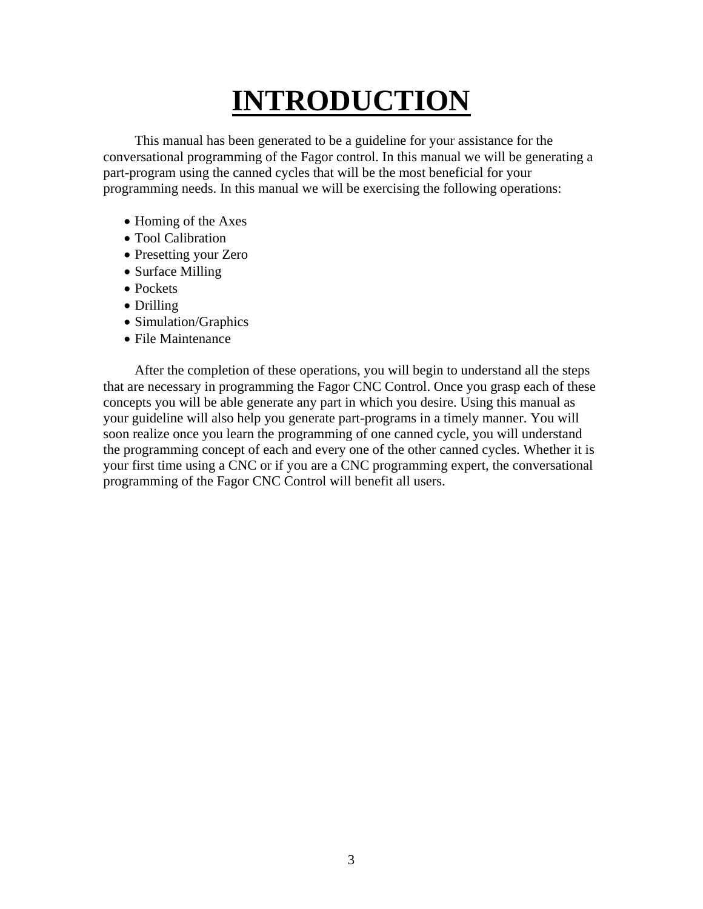# INTRODUCTION

This manual has been generated to be a guideline for your assistance for the conversational programming of the Fagor control. In this manual we will be generating a part-program using the canned cycles that will be the most beneficial for your programming needs. In this manual we will be exercising the following operations:

- Homing of the Axes
- Tool Calibration
- Presetting your Zero
- Surface Milling
- Pockets
- Drilling
- Simulation/Graphics
- File Maintenance

After the completion of these operations, you will begin to understand all the steps that are necessary in programming the Fagor CNC Control. Once you grasp each of these concepts you will be able generate any part in which you desire. Using this manual as your guideline will also help you generate part-programs in a timely manner. You will soon realize once you learn the programming of one canned cycle, you will understand the programming concept of each and every one of the other canned cycles. Whether it is your first time using a CNC or if you are a CNC programming expert, the conversational programming of the Fagor CNC Control will benefit all users.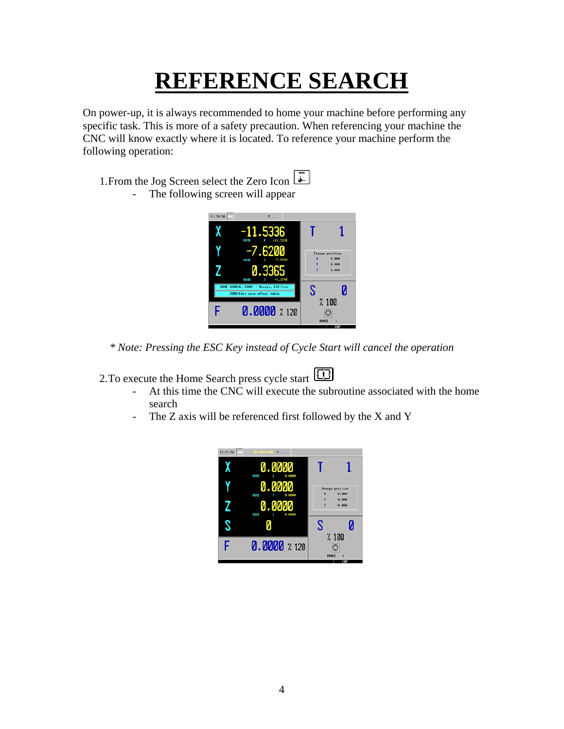# REFERENCE SEARCH

On power-up, it is always recommended to home your machine before performing any specific task. This is more of a safety precaution. When referencing your machine the CNC will know exactly where it is located. To reference your machine perform the following operation:

1. From the Jog Screen select the Zero Icon
   - The following screen will appear

*\* Note: Pressing the ESC Key instead of Cycle Start will cancel the operation*

2. To execute the Home Search press cycle start
   - At this time the CNC will execute the subroutine associated with the home search
   - The Z axis will be referenced first followed by the X and Y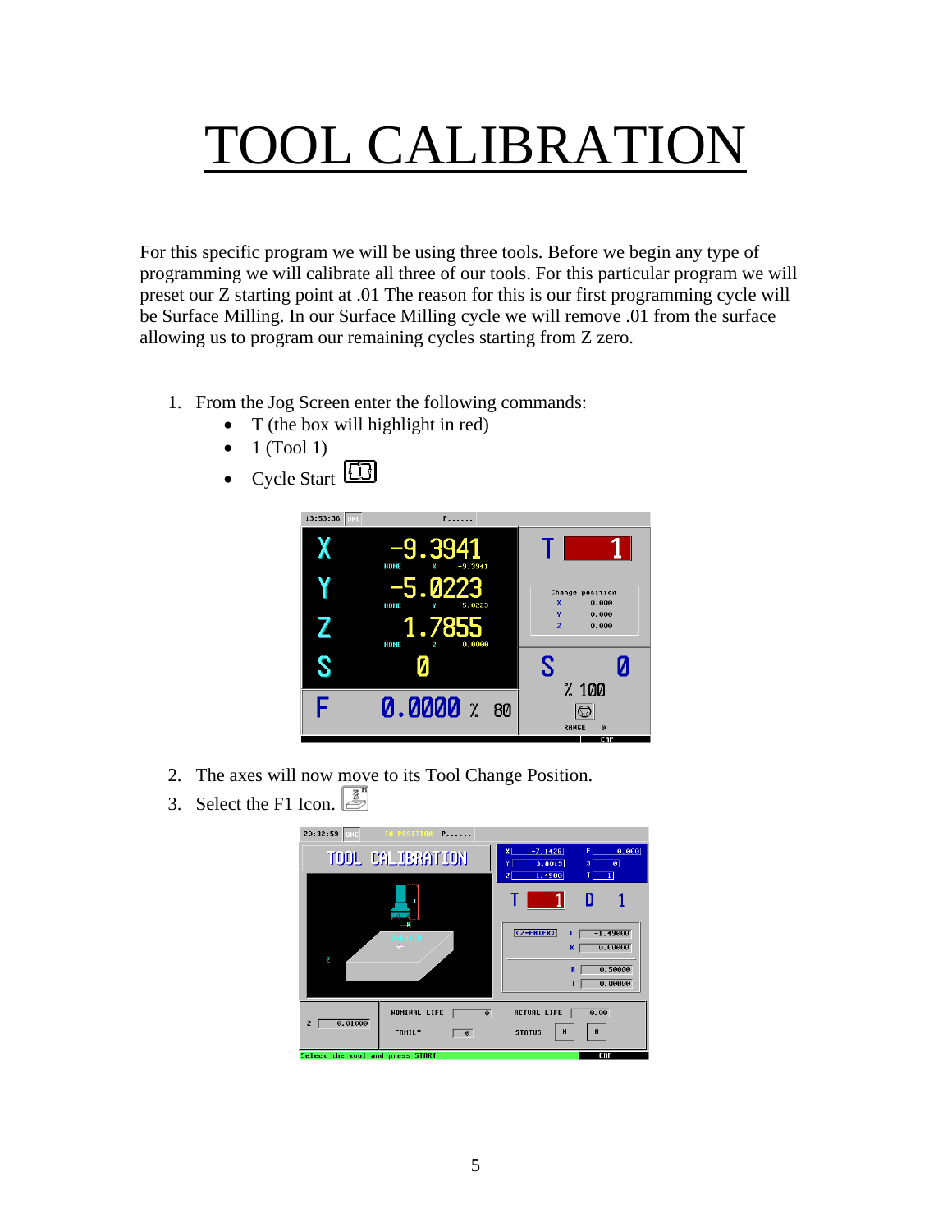# TOOL CALIBRATION

For this specific program we will be using three tools. Before we begin any type of programming we will calibrate all three of our tools. For this particular program we will preset our Z starting point at .01 The reason for this is our first programming cycle will be Surface Milling. In our Surface Milling cycle we will remove .01 from the surface allowing us to program our remaining cycles starting from Z zero.

1. From the Jog Screen enter the following commands:
   - T (the box will highlight in red)
   - 1 (Tool 1)
   - Cycle Start

2. The axes will now move to its Tool Change Position.
3. Select the F1 Icon.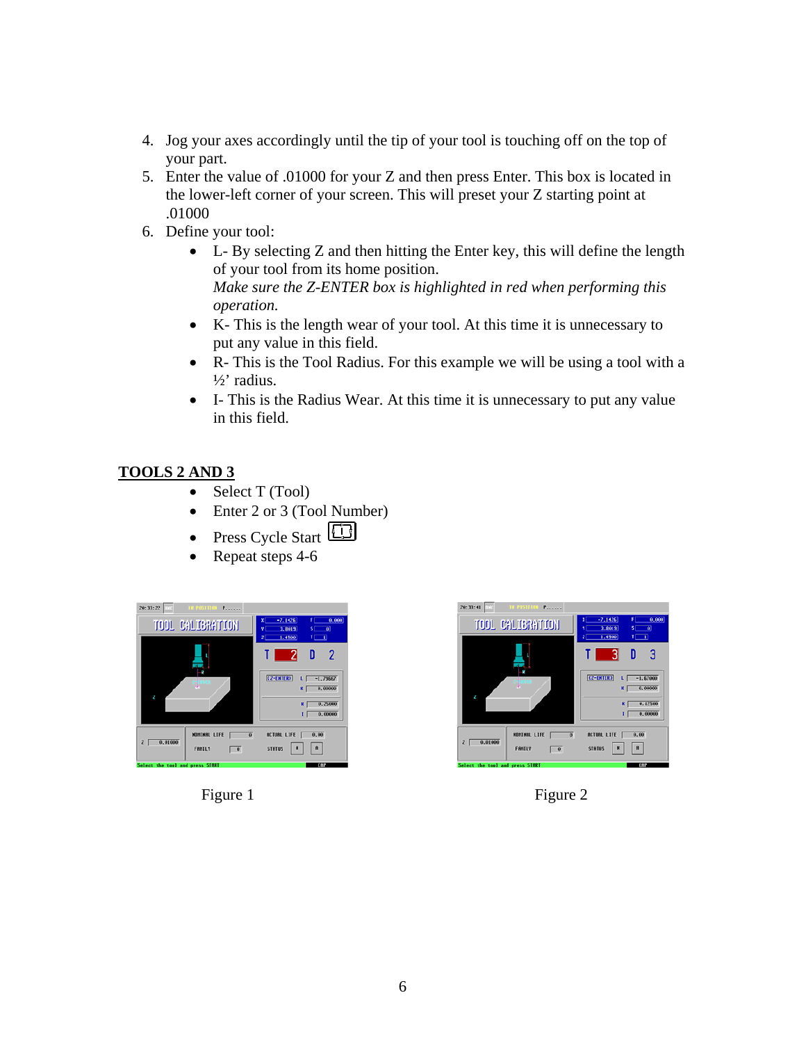4. Jog your axes accordingly until the tip of your tool is touching off on the top of your part.
5. Enter the value of .01000 for your Z and then press Enter. This box is located in the lower-left corner of your screen. This will preset your Z starting point at .01000
6. Define your tool:
   - L- By selecting Z and then hitting the Enter key, this will define the length of your tool from its home position.
     *Make sure the Z-ENTER box is highlighted in red when performing this operation.*
   - K- This is the length wear of your tool. At this time it is unnecessary to put any value in this field.
   - R- This is the Tool Radius. For this example we will be using a tool with a ½' radius.
   - I- This is the Radius Wear. At this time it is unnecessary to put any value in this field.

## TOOLS 2 AND 3

- Select T (Tool)
- Enter 2 or 3 (Tool Number)
- Press Cycle Start
- Repeat steps 4-6

Figure 1

Figure 2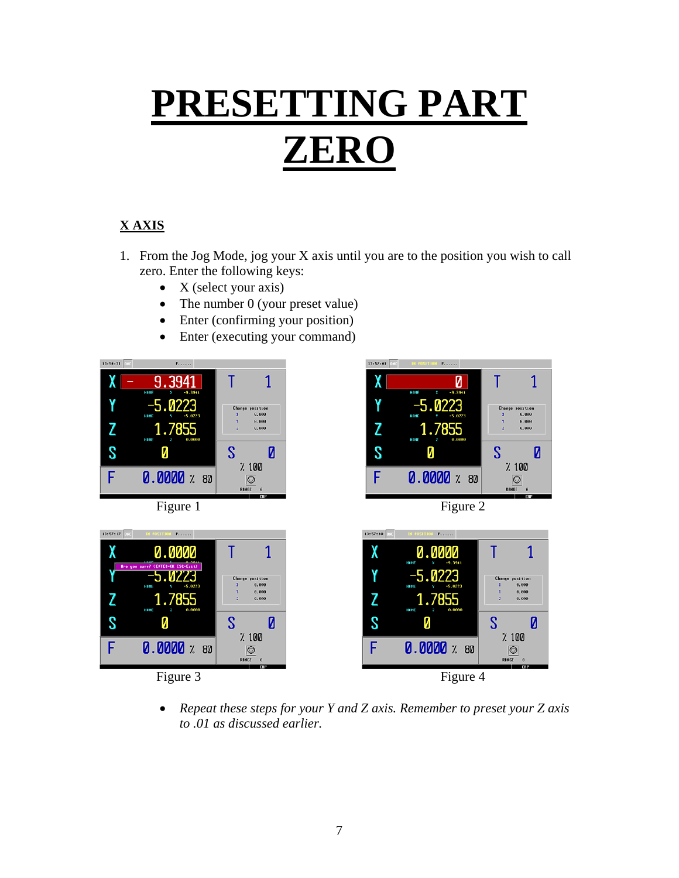# PRESETTING PART ZERO

## X AXIS

1. From the Jog Mode, jog your X axis until you are to the position you wish to call zero. Enter the following keys:
   - X (select your axis)
   - The number 0 (your preset value)
   - Enter (confirming your position)
   - Enter (executing your command)

Figure 1

Figure 2

Figure 3

Figure 4

- *Repeat these steps for your Y and Z axis. Remember to preset your Z axis to .01 as discussed earlier.*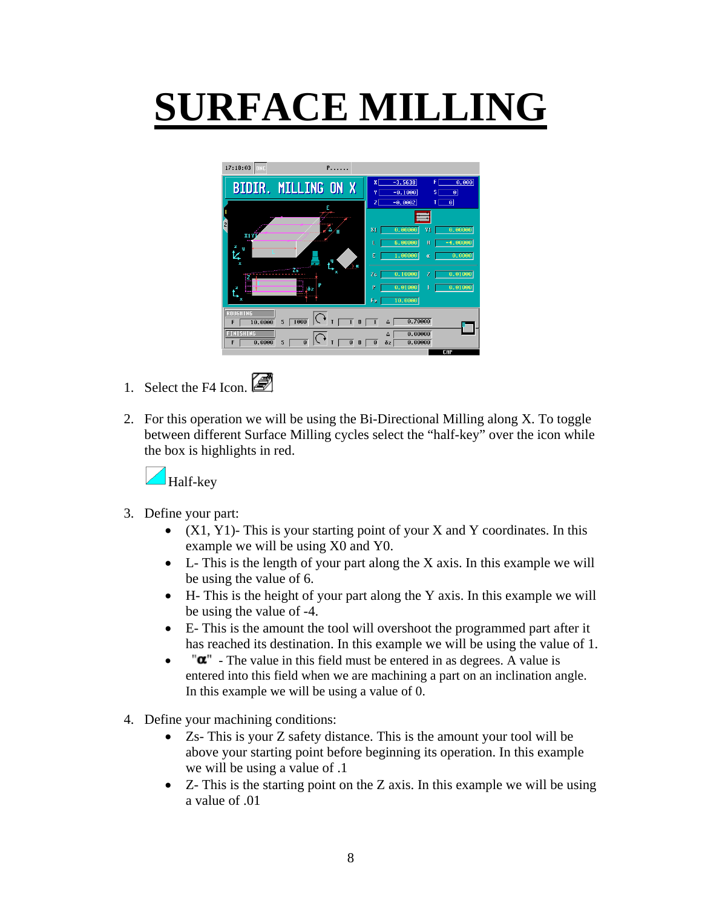# SURFACE MILLING

1. Select the F4 Icon.

2. For this operation we will be using the Bi-Directional Milling along X. To toggle between different Surface Milling cycles select the "half-key" over the icon while the box is highlights in red.

   Half-key

3. Define your part:
   - (X1, Y1)- This is your starting point of your X and Y coordinates. In this example we will be using X0 and Y0.
   - L- This is the length of your part along the X axis. In this example we will be using the value of 6.
   - H- This is the height of your part along the Y axis. In this example we will be using the value of -4.
   - E- This is the amount the tool will overshoot the programmed part after it has reached its destination. In this example we will be using the value of 1.
   - "α" - The value in this field must be entered in as degrees. A value is entered into this field when we are machining a part on an inclination angle. In this example we will be using a value of 0.

4. Define your machining conditions:
   - Zs- This is your Z safety distance. This is the amount your tool will be above your starting point before beginning its operation. In this example we will be using a value of .1
   - Z- This is the starting point on the Z axis. In this example we will be using a value of .01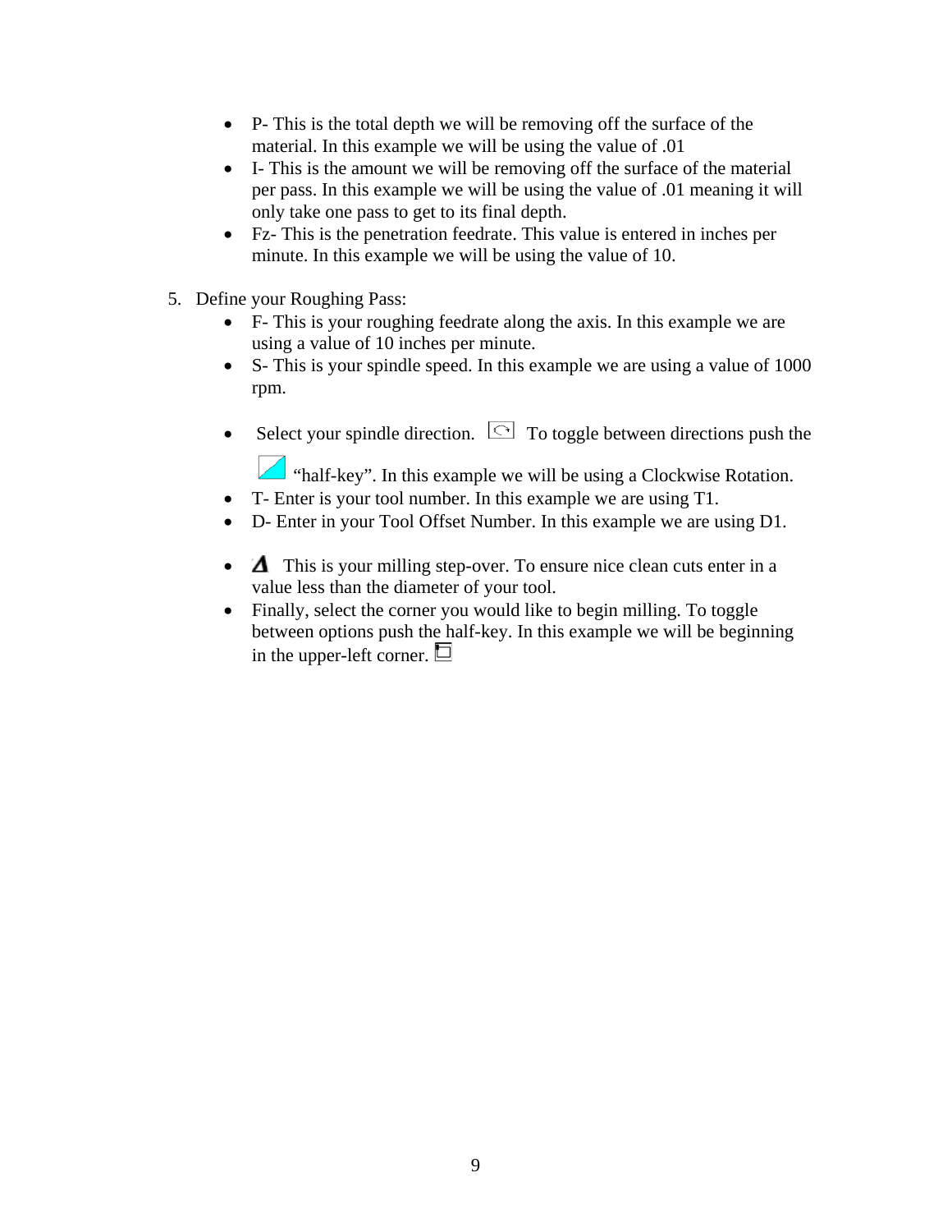- P- This is the total depth we will be removing off the surface of the material. In this example we will be using the value of .01
- I- This is the amount we will be removing off the surface of the material per pass. In this example we will be using the value of .01 meaning it will only take one pass to get to its final depth.
- Fz- This is the penetration feedrate. This value is entered in inches per minute. In this example we will be using the value of 10.

5. Define your Roughing Pass:
   - F- This is your roughing feedrate along the axis. In this example we are using a value of 10 inches per minute.
   - S- This is your spindle speed. In this example we are using a value of 1000 rpm.
   - Select your spindle direction. To toggle between directions push the "half-key". In this example we will be using a Clockwise Rotation.
   - T- Enter is your tool number. In this example we are using T1.
   - D- Enter in your Tool Offset Number. In this example we are using D1.
   - Δ This is your milling step-over. To ensure nice clean cuts enter in a value less than the diameter of your tool.
   - Finally, select the corner you would like to begin milling. To toggle between options push the half-key. In this example we will be beginning in the upper-left corner.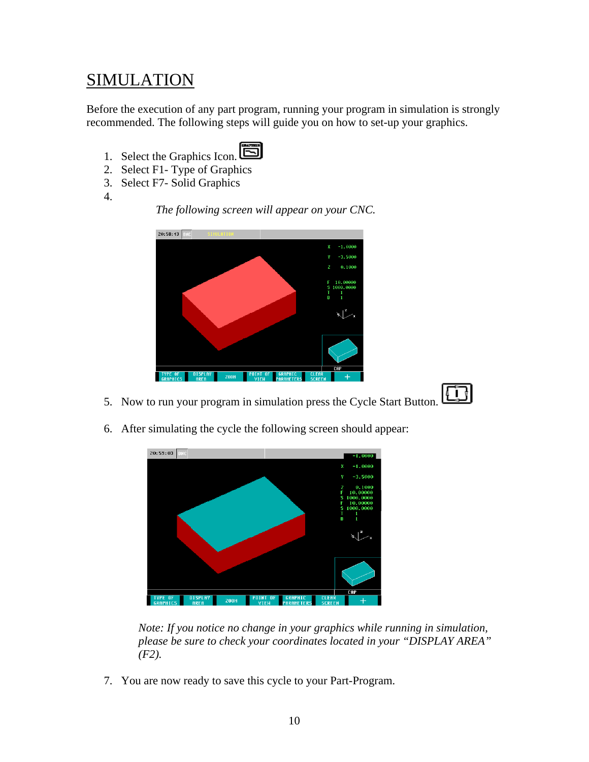# SIMULATION

Before the execution of any part program, running your program in simulation is strongly recommended. The following steps will guide you on how to set-up your graphics.

1. Select the Graphics Icon.
2. Select F1- Type of Graphics
3. Select F7- Solid Graphics
4. *The following screen will appear on your CNC.*

5. Now to run your program in simulation press the Cycle Start Button.

6. After simulating the cycle the following screen should appear:

   *Note: If you notice no change in your graphics while running in simulation, please be sure to check your coordinates located in your "DISPLAY AREA" (F2).*

7. You are now ready to save this cycle to your Part-Program.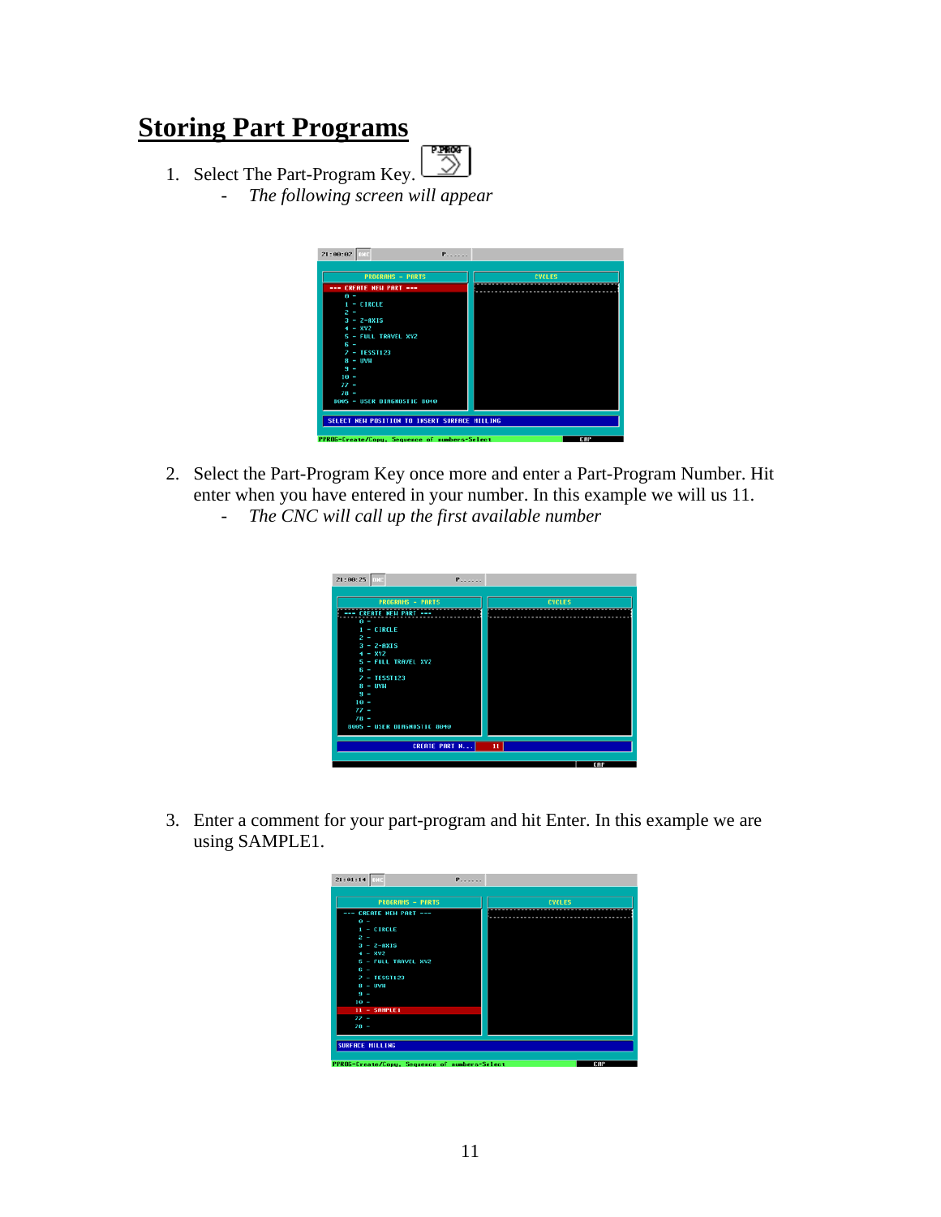# Storing Part Programs

1. Select The Part-Program Key.
   - *The following screen will appear*

2. Select the Part-Program Key once more and enter a Part-Program Number. Hit enter when you have entered in your number. In this example we will us 11.
   - *The CNC will call up the first available number*

3. Enter a comment for your part-program and hit Enter. In this example we are using SAMPLE1.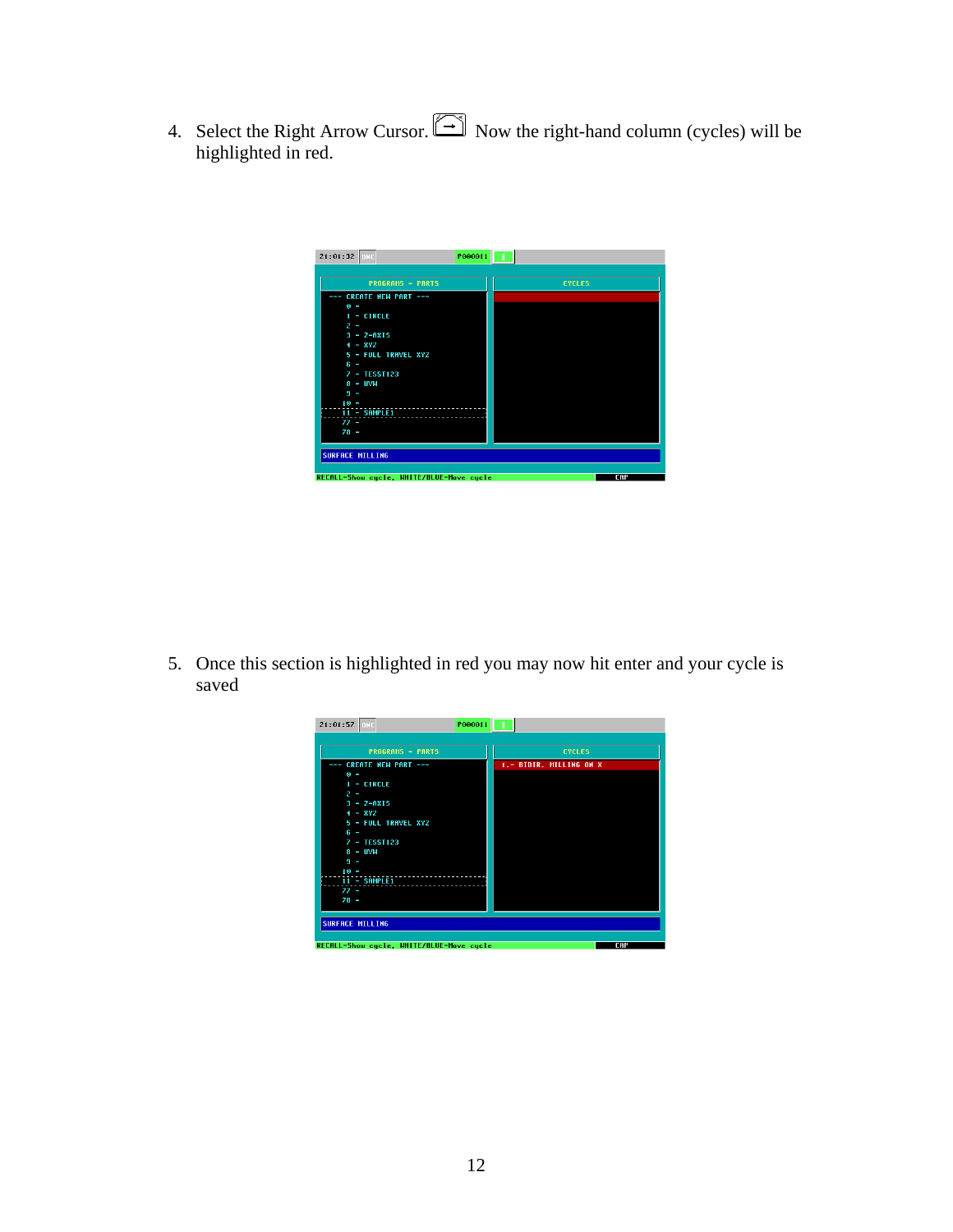4. Select the Right Arrow Cursor. Now the right-hand column (cycles) will be highlighted in red.

5. Once this section is highlighted in red you may now hit enter and your cycle is saved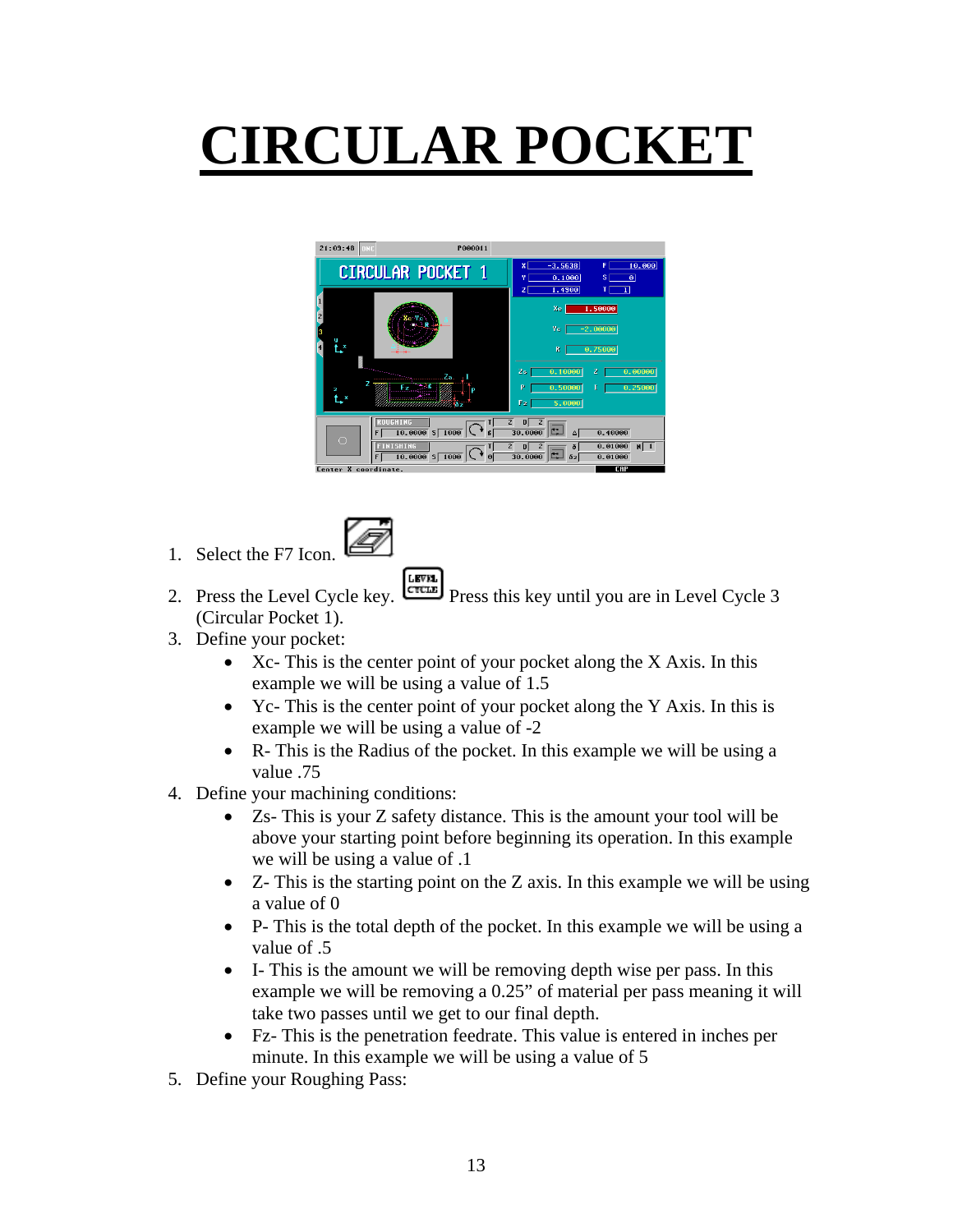# CIRCULAR POCKET

1. Select the F7 Icon.
2. Press the Level Cycle key. Press this key until you are in Level Cycle 3 (Circular Pocket 1).
3. Define your pocket:
   - Xc- This is the center point of your pocket along the X Axis. In this example we will be using a value of 1.5
   - Yc- This is the center point of your pocket along the Y Axis. In this is example we will be using a value of -2
   - R- This is the Radius of the pocket. In this example we will be using a value .75
4. Define your machining conditions:
   - Zs- This is your Z safety distance. This is the amount your tool will be above your starting point before beginning its operation. In this example we will be using a value of .1
   - Z- This is the starting point on the Z axis. In this example we will be using a value of 0
   - P- This is the total depth of the pocket. In this example we will be using a value of .5
   - I- This is the amount we will be removing depth wise per pass. In this example we will be removing a 0.25" of material per pass meaning it will take two passes until we get to our final depth.
   - Fz- This is the penetration feedrate. This value is entered in inches per minute. In this example we will be using a value of 5
5. Define your Roughing Pass: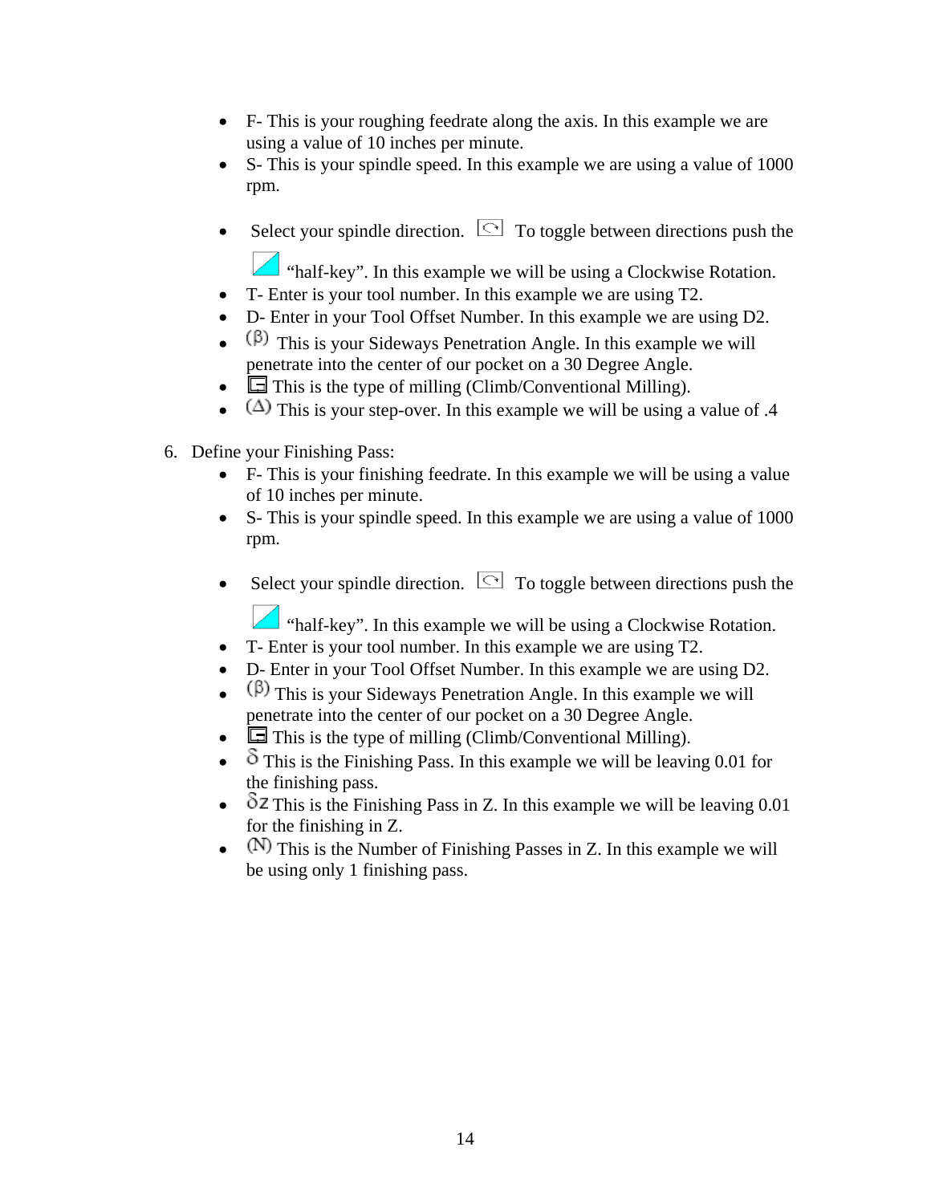- F- This is your roughing feedrate along the axis. In this example we are using a value of 10 inches per minute.
- S- This is your spindle speed. In this example we are using a value of 1000 rpm.
- Select your spindle direction. To toggle between directions push the "half-key". In this example we will be using a Clockwise Rotation.
- T- Enter is your tool number. In this example we are using T2.
- D- Enter in your Tool Offset Number. In this example we are using D2.
- (β) This is your Sideways Penetration Angle. In this example we will penetrate into the center of our pocket on a 30 Degree Angle.
- This is the type of milling (Climb/Conventional Milling).
- (Δ) This is your step-over. In this example we will be using a value of .4

6. Define your Finishing Pass:
   - F- This is your finishing feedrate. In this example we will be using a value of 10 inches per minute.
   - S- This is your spindle speed. In this example we are using a value of 1000 rpm.
   - Select your spindle direction. To toggle between directions push the "half-key". In this example we will be using a Clockwise Rotation.
   - T- Enter is your tool number. In this example we are using T2.
   - D- Enter in your Tool Offset Number. In this example we are using D2.
   - (β) This is your Sideways Penetration Angle. In this example we will penetrate into the center of our pocket on a 30 Degree Angle.
   - This is the type of milling (Climb/Conventional Milling).
   - δ This is the Finishing Pass. In this example we will be leaving 0.01 for the finishing pass.
   - δZ This is the Finishing Pass in Z. In this example we will be leaving 0.01 for the finishing in Z.
   - (N) This is the Number of Finishing Passes in Z. In this example we will be using only 1 finishing pass.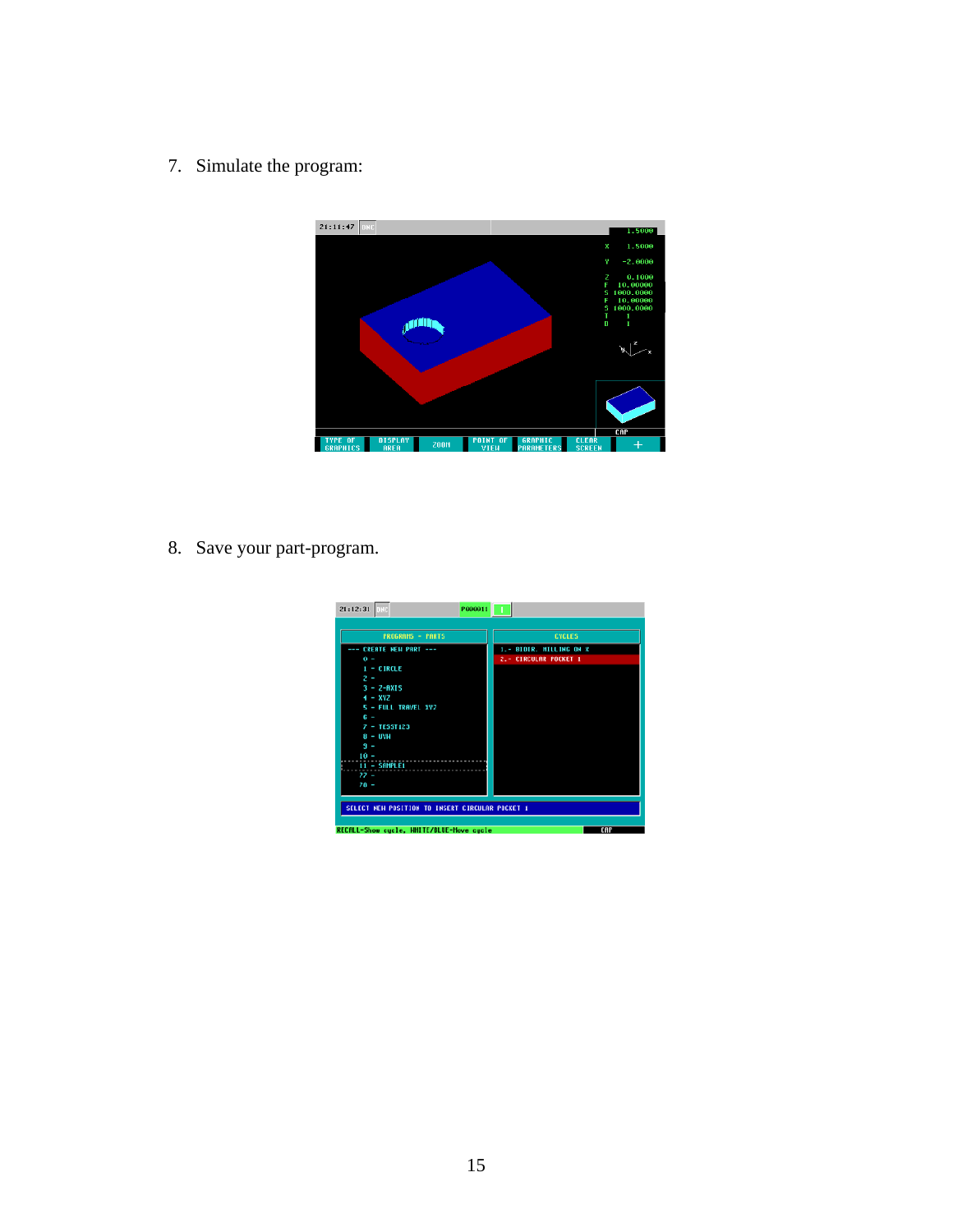7. Simulate the program:

8. Save your part-program.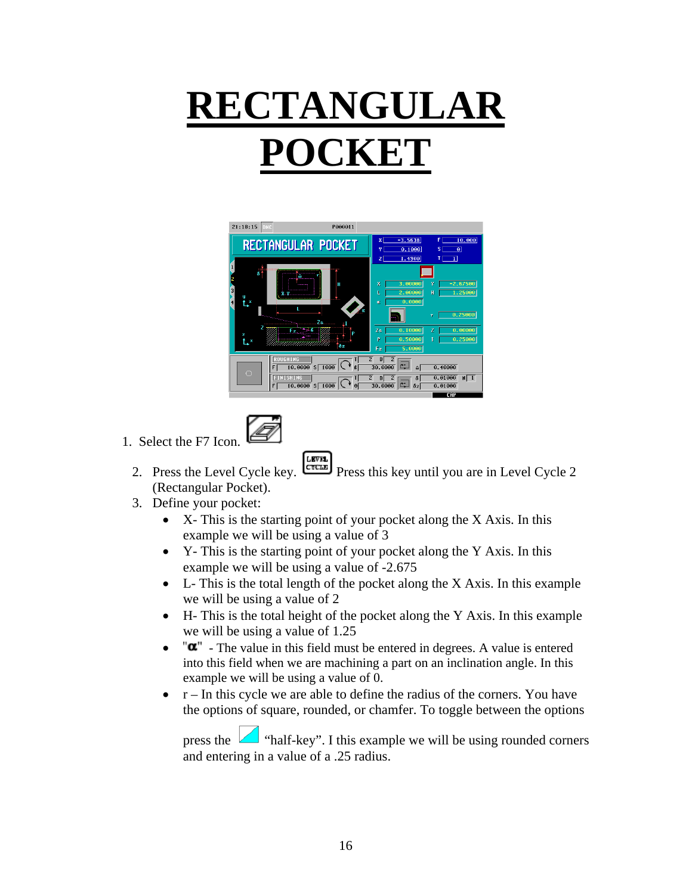# RECTANGULAR POCKET

1. Select the F7 Icon.
2. Press the Level Cycle key. Press this key until you are in Level Cycle 2 (Rectangular Pocket).
3. Define your pocket:
   - X- This is the starting point of your pocket along the X Axis. In this example we will be using a value of 3
   - Y- This is the starting point of your pocket along the Y Axis. In this example we will be using a value of -2.675
   - L- This is the total length of the pocket along the X Axis. In this example we will be using a value of 2
   - H- This is the total height of the pocket along the Y Axis. In this example we will be using a value of 1.25
   - "α" - The value in this field must be entered in degrees. A value is entered into this field when we are machining a part on an inclination angle. In this example we will be using a value of 0.
   - r – In this cycle we are able to define the radius of the corners. You have the options of square, rounded, or chamfer. To toggle between the options press the "half-key". I this example we will be using rounded corners and entering in a value of a .25 radius.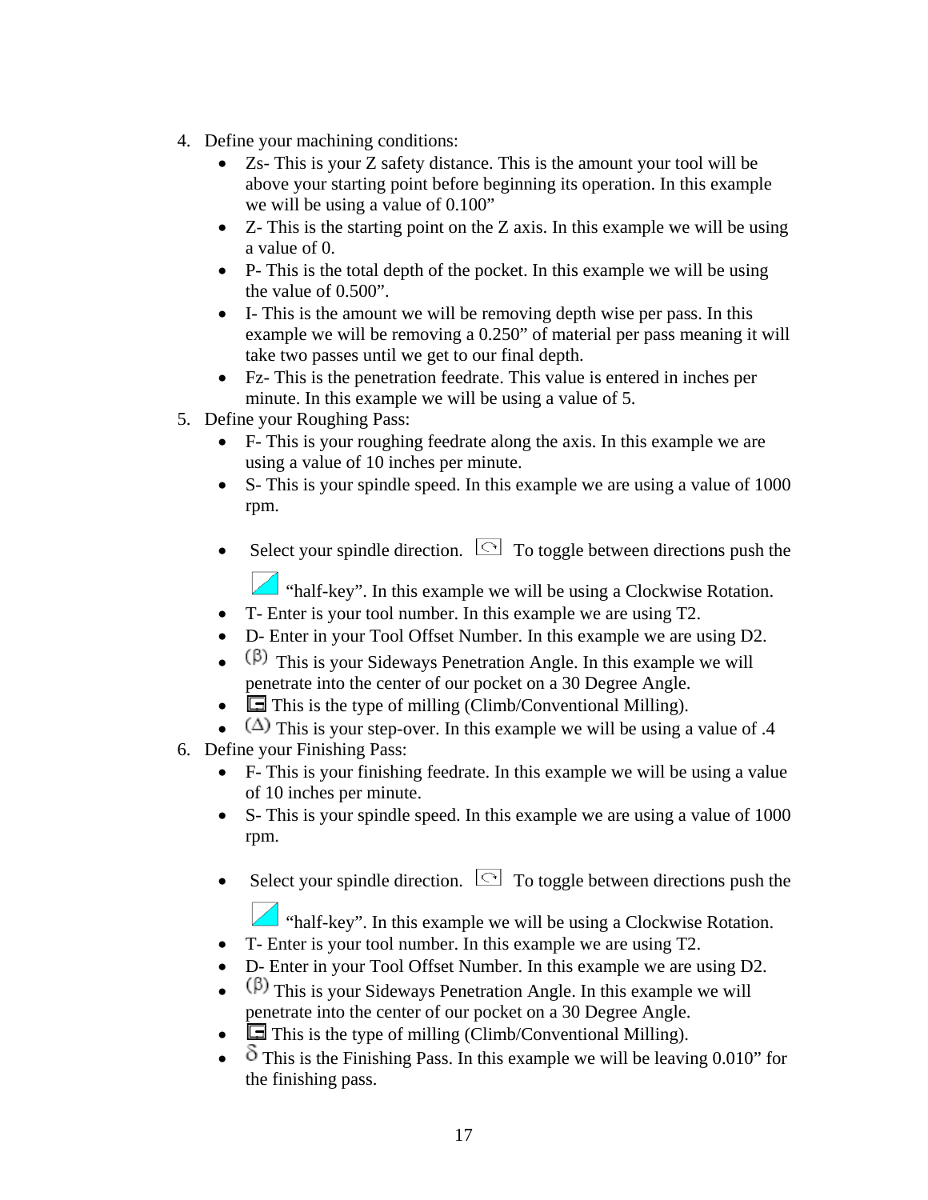4. Define your machining conditions:
   - Zs- This is your Z safety distance. This is the amount your tool will be above your starting point before beginning its operation. In this example we will be using a value of 0.100”
   - Z- This is the starting point on the Z axis. In this example we will be using a value of 0.
   - P- This is the total depth of the pocket. In this example we will be using the value of 0.500”.
   - I- This is the amount we will be removing depth wise per pass. In this example we will be removing a 0.250” of material per pass meaning it will take two passes until we get to our final depth.
   - Fz- This is the penetration feedrate. This value is entered in inches per minute. In this example we will be using a value of 5.
5. Define your Roughing Pass:
   - F- This is your roughing feedrate along the axis. In this example we are using a value of 10 inches per minute.
   - S- This is your spindle speed. In this example we are using a value of 1000 rpm.
   - Select your spindle direction. To toggle between directions push the “half-key”. In this example we will be using a Clockwise Rotation.
   - T- Enter is your tool number. In this example we are using T2.
   - D- Enter in your Tool Offset Number. In this example we are using D2.
   - (β) This is your Sideways Penetration Angle. In this example we will penetrate into the center of our pocket on a 30 Degree Angle.
   - This is the type of milling (Climb/Conventional Milling).
   - (Δ) This is your step-over. In this example we will be using a value of .4
6. Define your Finishing Pass:
   - F- This is your finishing feedrate. In this example we will be using a value of 10 inches per minute.
   - S- This is your spindle speed. In this example we are using a value of 1000 rpm.
   - Select your spindle direction. To toggle between directions push the “half-key”. In this example we will be using a Clockwise Rotation.
   - T- Enter is your tool number. In this example we are using T2.
   - D- Enter in your Tool Offset Number. In this example we are using D2.
   - (β) This is your Sideways Penetration Angle. In this example we will penetrate into the center of our pocket on a 30 Degree Angle.
   - This is the type of milling (Climb/Conventional Milling).
   - δ This is the Finishing Pass. In this example we will be leaving 0.010” for the finishing pass.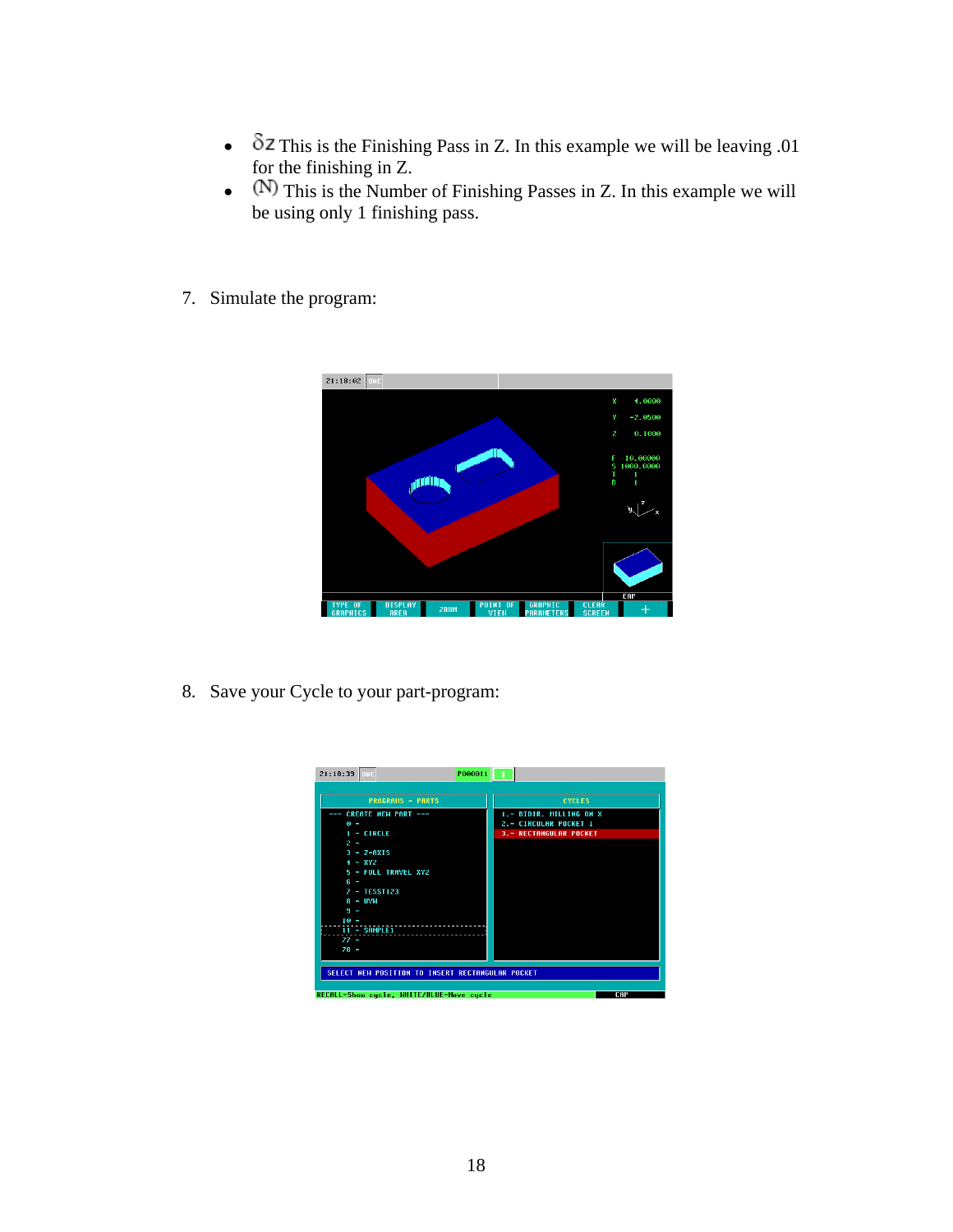- $\delta z$ This is the Finishing Pass in Z. In this example we will be leaving .01 for the finishing in Z.
- (N) This is the Number of Finishing Passes in Z. In this example we will be using only 1 finishing pass.

7. Simulate the program:

8. Save your Cycle to your part-program: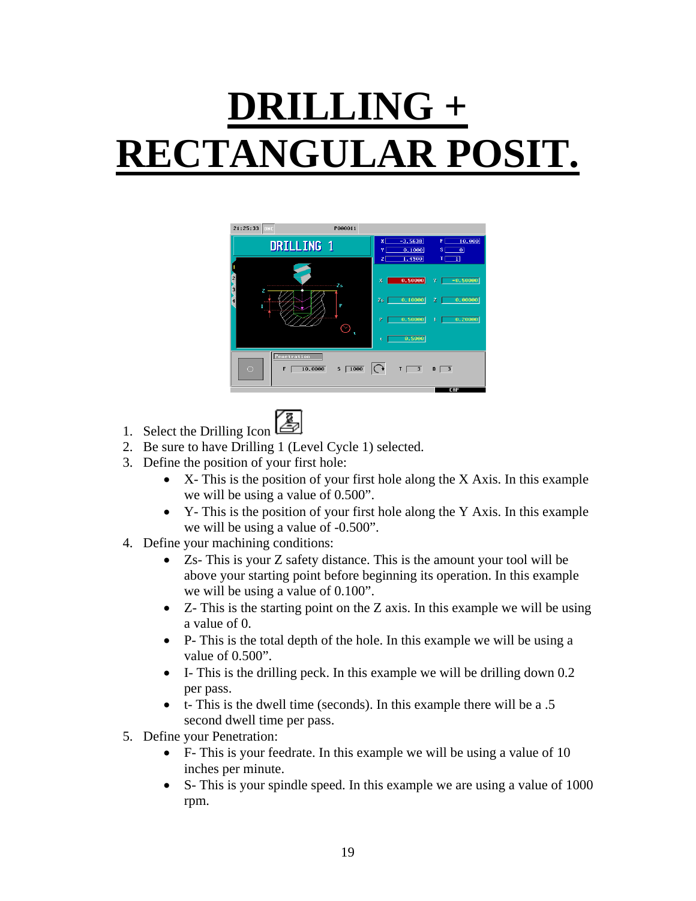# DRILLING + RECTANGULAR POSIT.

1. Select the Drilling Icon
2. Be sure to have Drilling 1 (Level Cycle 1) selected.
3. Define the position of your first hole:
   - X- This is the position of your first hole along the X Axis. In this example we will be using a value of 0.500".
   - Y- This is the position of your first hole along the Y Axis. In this example we will be using a value of -0.500".
4. Define your machining conditions:
   - Zs- This is your Z safety distance. This is the amount your tool will be above your starting point before beginning its operation. In this example we will be using a value of 0.100".
   - Z- This is the starting point on the Z axis. In this example we will be using a value of 0.
   - P- This is the total depth of the hole. In this example we will be using a value of 0.500".
   - I- This is the drilling peck. In this example we will be drilling down 0.2 per pass.
   - t- This is the dwell time (seconds). In this example there will be a .5 second dwell time per pass.
5. Define your Penetration:
   - F- This is your feedrate. In this example we will be using a value of 10 inches per minute.
   - S- This is your spindle speed. In this example we are using a value of 1000 rpm.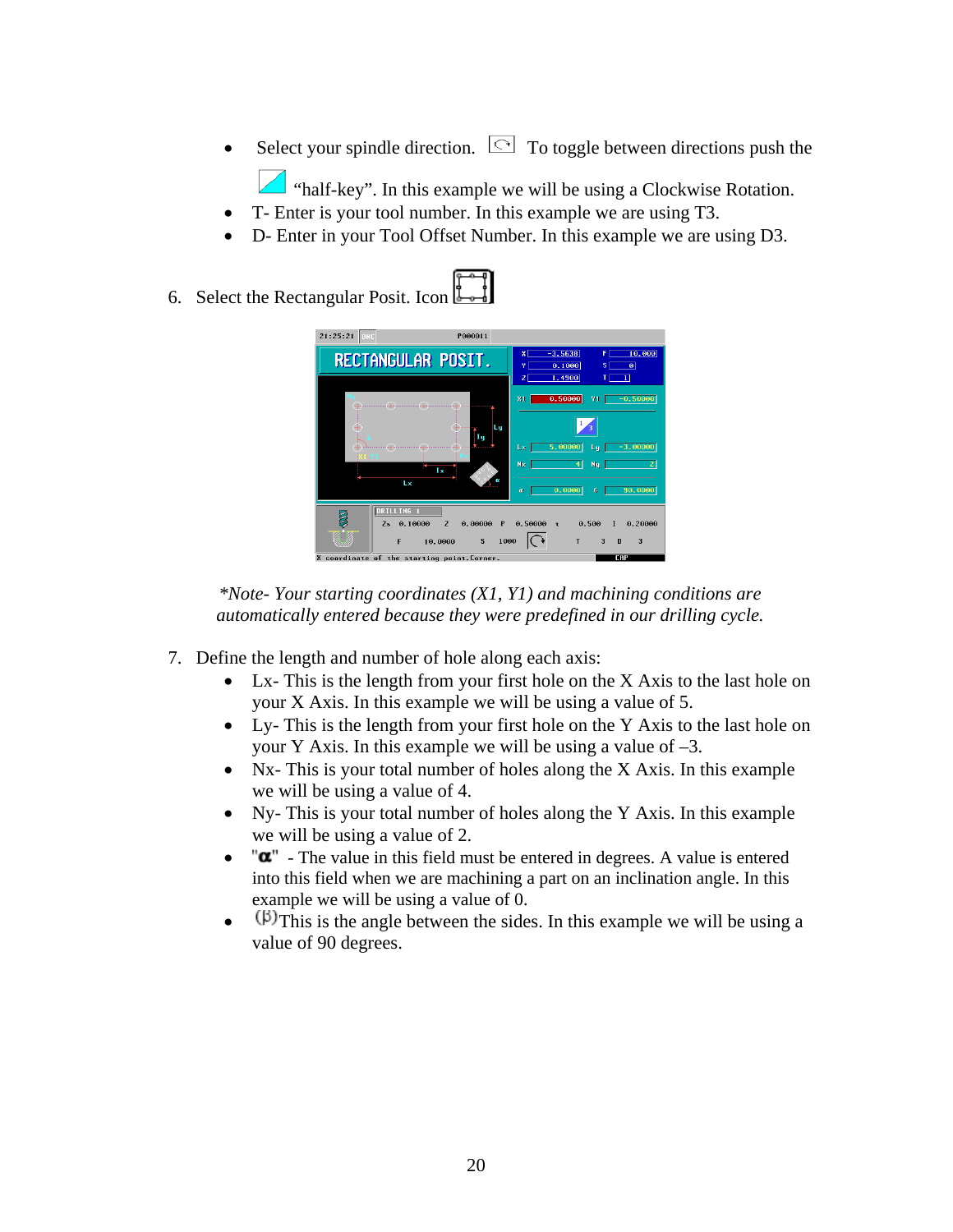- Select your spindle direction. To toggle between directions push the "half-key". In this example we will be using a Clockwise Rotation.
- T- Enter is your tool number. In this example we are using T3.
- D- Enter in your Tool Offset Number. In this example we are using D3.

6. Select the Rectangular Posit. Icon

*\*Note- Your starting coordinates (X1, Y1) and machining conditions are automatically entered because they were predefined in our drilling cycle.*

7. Define the length and number of hole along each axis:
   - Lx- This is the length from your first hole on the X Axis to the last hole on your X Axis. In this example we will be using a value of 5.
   - Ly- This is the length from your first hole on the Y Axis to the last hole on your Y Axis. In this example we will be using a value of –3.
   - Nx- This is your total number of holes along the X Axis. In this example we will be using a value of 4.
   - Ny- This is your total number of holes along the Y Axis. In this example we will be using a value of 2.
   - "$\alpha$" - The value in this field must be entered in degrees. A value is entered into this field when we are machining a part on an inclination angle. In this example we will be using a value of 0.
   - ($\beta$) This is the angle between the sides. In this example we will be using a value of 90 degrees.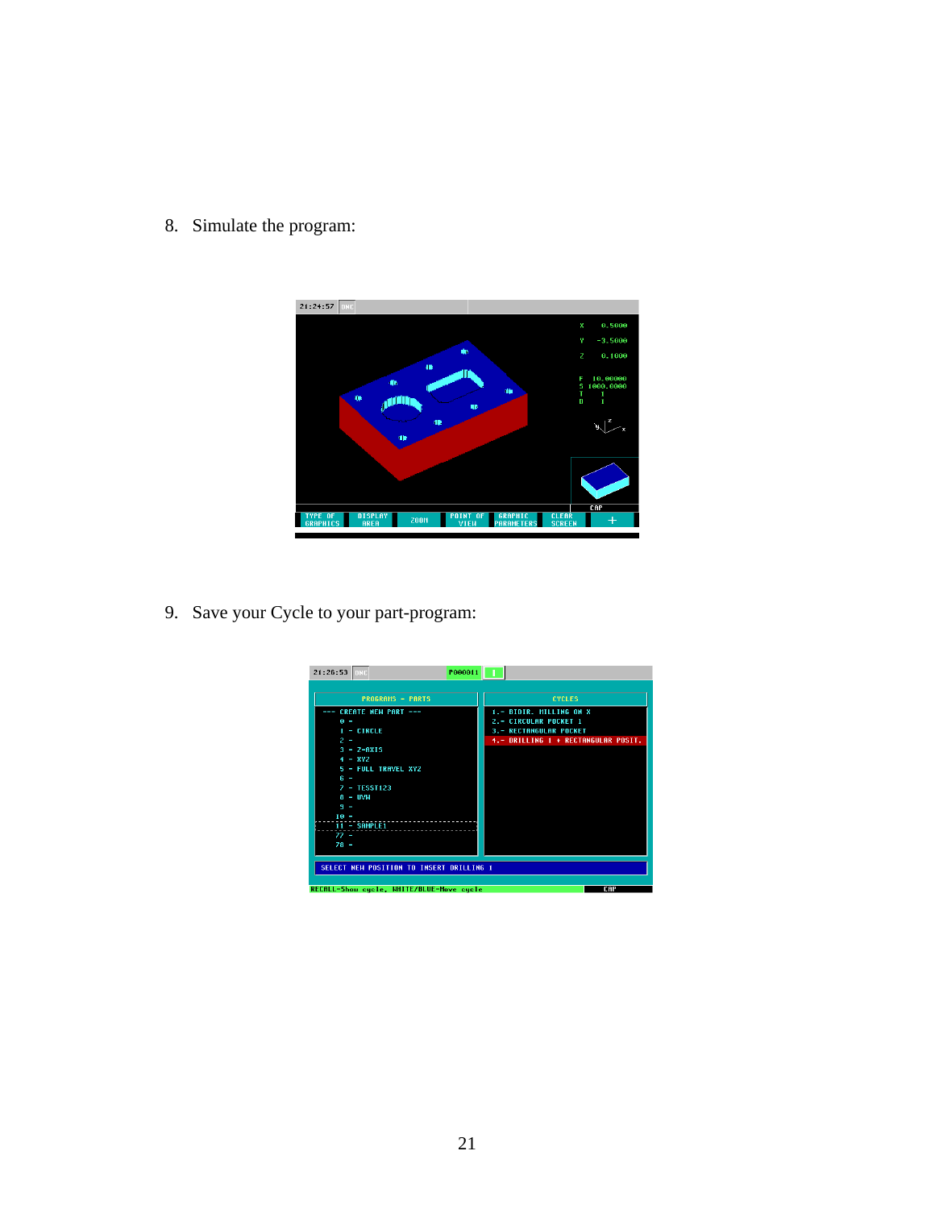8. Simulate the program:

9. Save your Cycle to your part-program: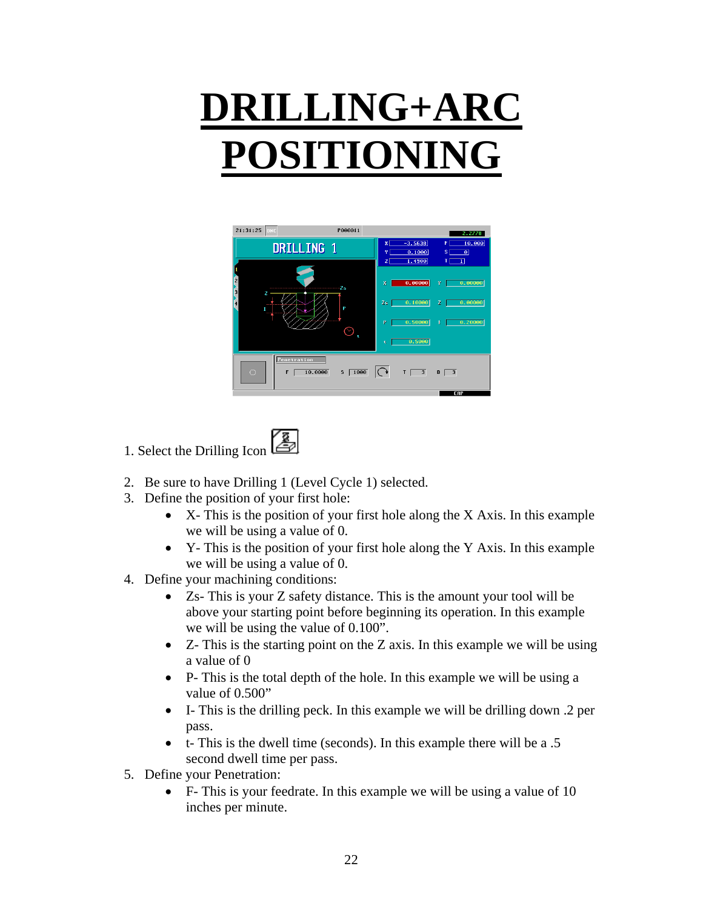# DRILLING+ARC POSITIONING

1. Select the Drilling Icon

2. Be sure to have Drilling 1 (Level Cycle 1) selected.
3. Define the position of your first hole:
   - X- This is the position of your first hole along the X Axis. In this example we will be using a value of 0.
   - Y- This is the position of your first hole along the Y Axis. In this example we will be using a value of 0.
4. Define your machining conditions:
   - Zs- This is your Z safety distance. This is the amount your tool will be above your starting point before beginning its operation. In this example we will be using the value of 0.100".
   - Z- This is the starting point on the Z axis. In this example we will be using a value of 0
   - P- This is the total depth of the hole. In this example we will be using a value of 0.500"
   - I- This is the drilling peck. In this example we will be drilling down .2 per pass.
   - t- This is the dwell time (seconds). In this example there will be a .5 second dwell time per pass.
5. Define your Penetration:
   - F- This is your feedrate. In this example we will be using a value of 10 inches per minute.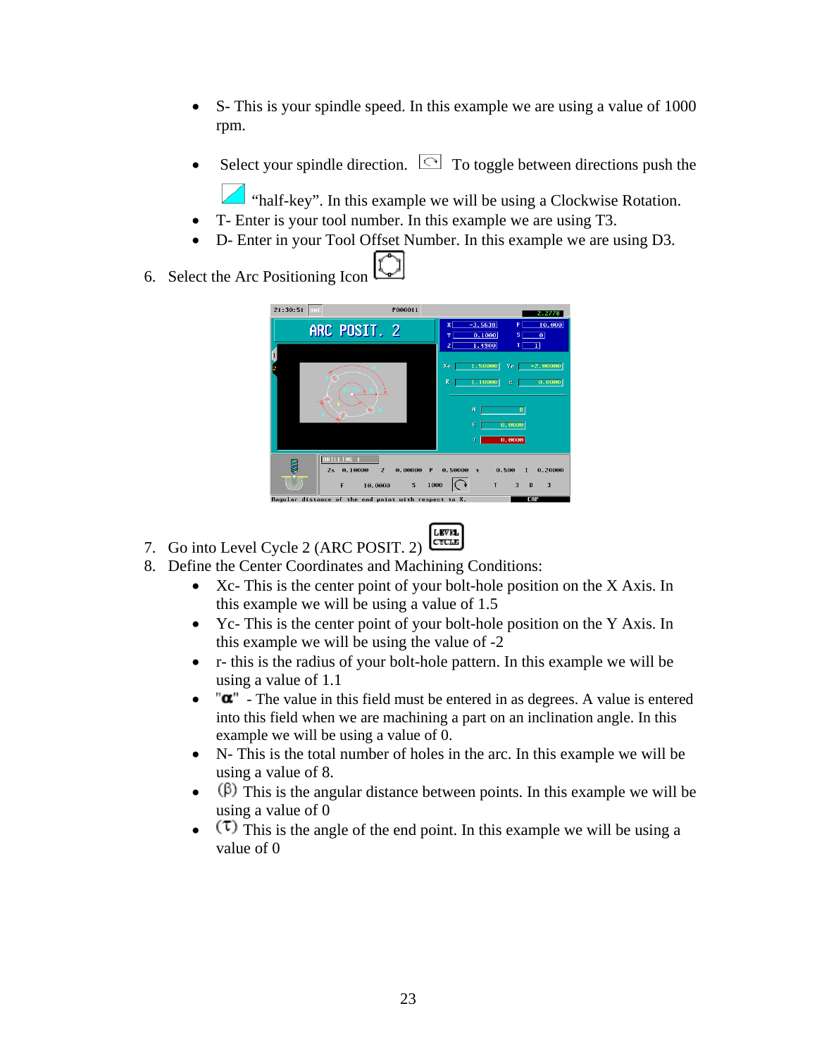- S- This is your spindle speed. In this example we are using a value of 1000 rpm.
- Select your spindle direction. To toggle between directions push the "half-key". In this example we will be using a Clockwise Rotation.
- T- Enter is your tool number. In this example we are using T3.
- D- Enter in your Tool Offset Number. In this example we are using D3.

6. Select the Arc Positioning Icon

7. Go into Level Cycle 2 (ARC POSIT. 2)
8. Define the Center Coordinates and Machining Conditions:
   - Xc- This is the center point of your bolt-hole position on the X Axis. In this example we will be using a value of 1.5
   - Yc- This is the center point of your bolt-hole position on the Y Axis. In this example we will be using the value of -2
   - r- this is the radius of your bolt-hole pattern. In this example we will be using a value of 1.1
   - "α" - The value in this field must be entered in as degrees. A value is entered into this field when we are machining a part on an inclination angle. In this example we will be using a value of 0.
   - N- This is the total number of holes in the arc. In this example we will be using a value of 8.
   - (β) This is the angular distance between points. In this example we will be using a value of 0
   - (τ) This is the angle of the end point. In this example we will be using a value of 0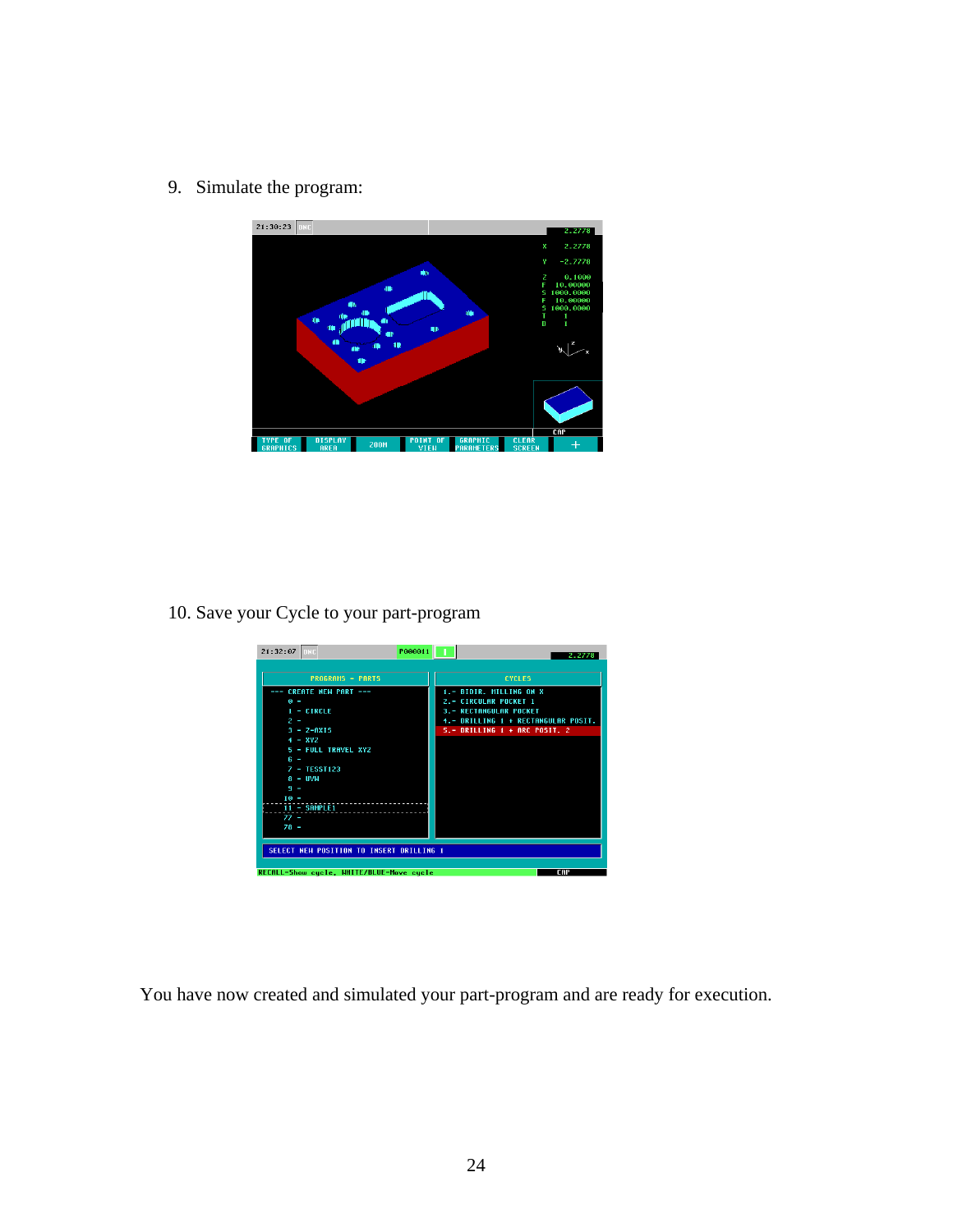9. Simulate the program:

10. Save your Cycle to your part-program

You have now created and simulated your part-program and are ready for execution.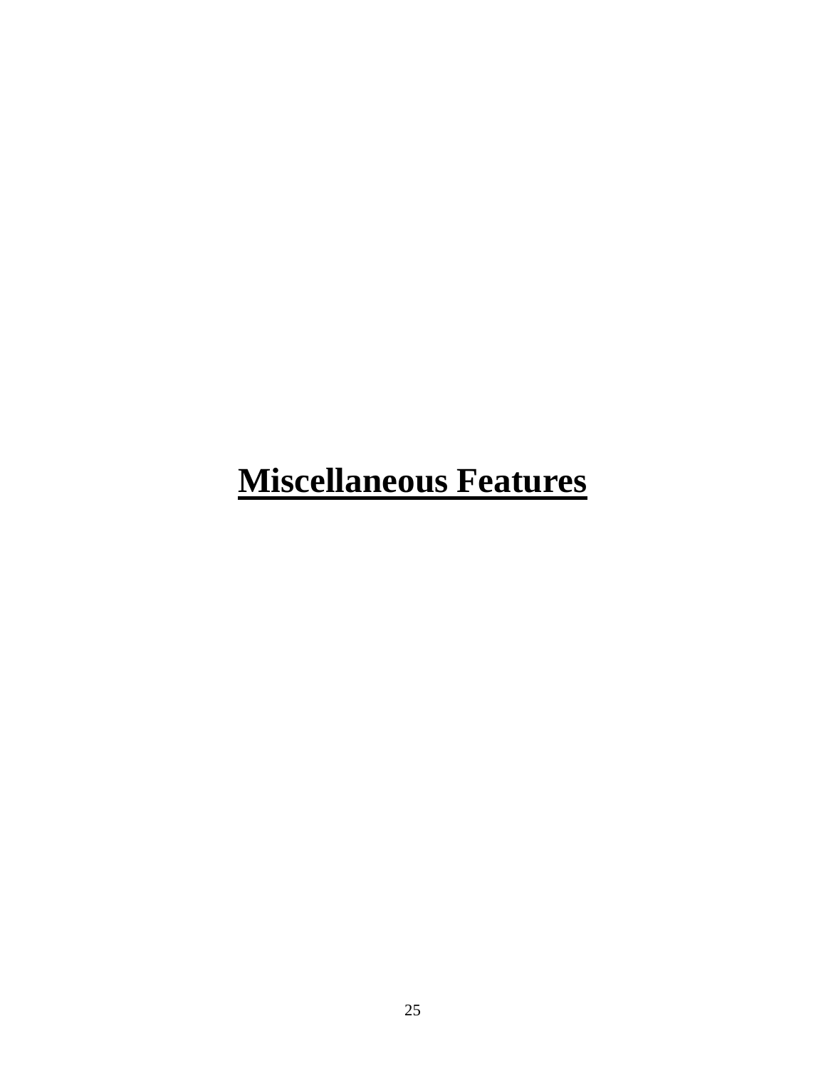# Miscellaneous Features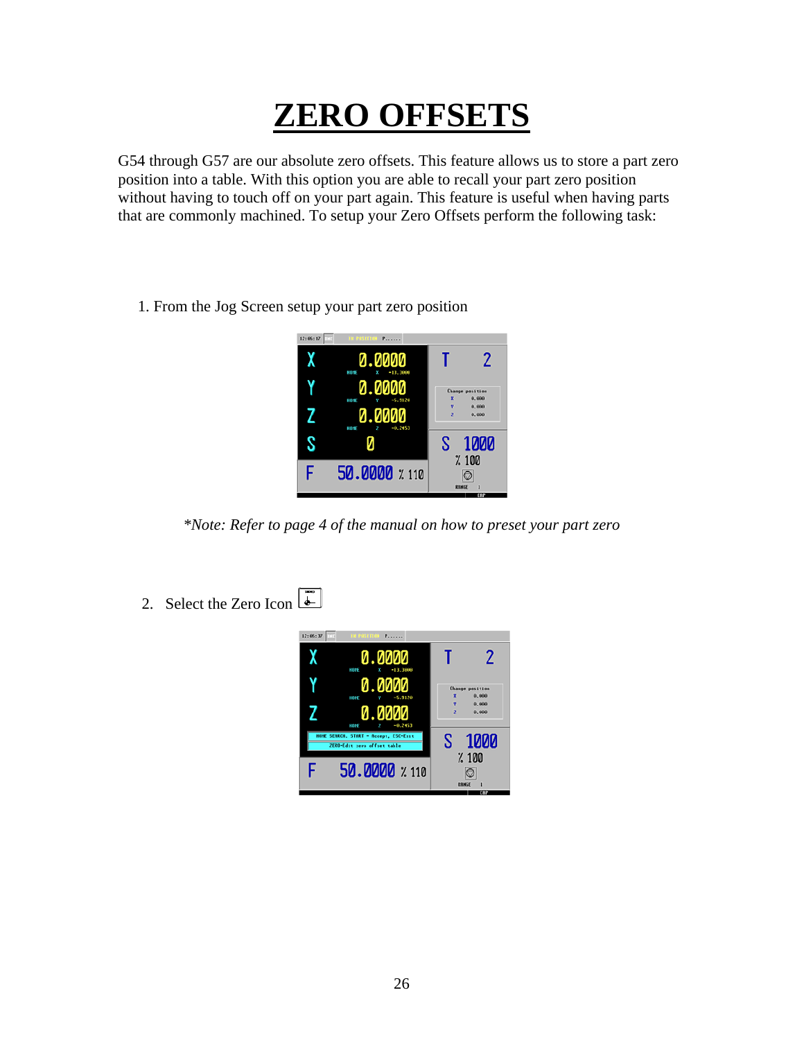# ZERO OFFSETS

G54 through G57 are our absolute zero offsets. This feature allows us to store a part zero position into a table. With this option you are able to recall your part zero position without having to touch off on your part again. This feature is useful when having parts that are commonly machined. To setup your Zero Offsets perform the following task:

1. From the Jog Screen setup your part zero position

*\*Note: Refer to page 4 of the manual on how to preset your part zero*

2. Select the Zero Icon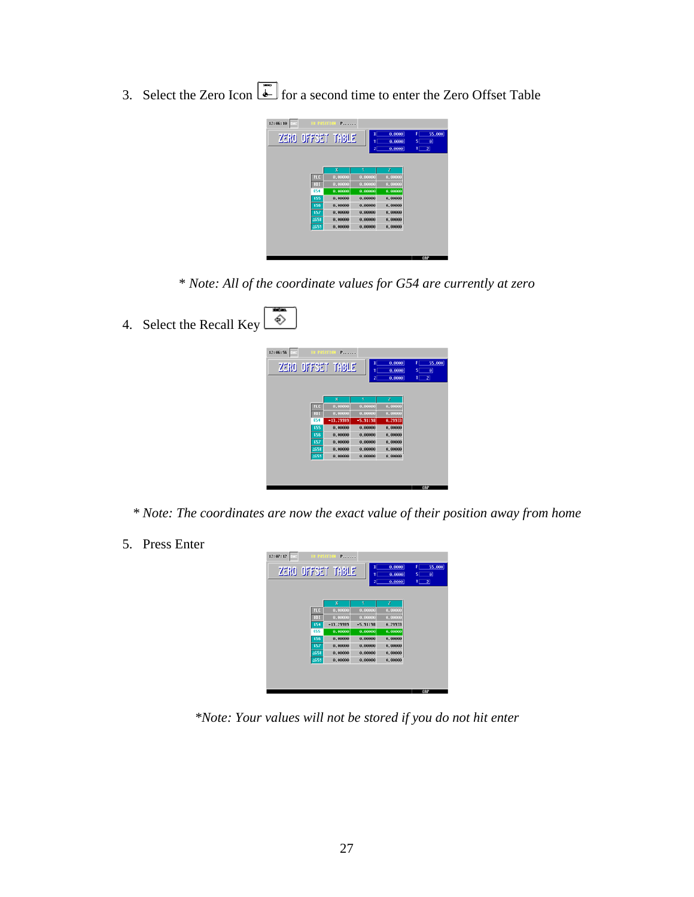3. Select the Zero Icon for a second time to enter the Zero Offset Table

*\* Note: All of the coordinate values for G54 are currently at zero*

4. Select the Recall Key

*\* Note: The coordinates are now the exact value of their position away from home*

5. Press Enter

*\*Note: Your values will not be stored if you do not hit enter*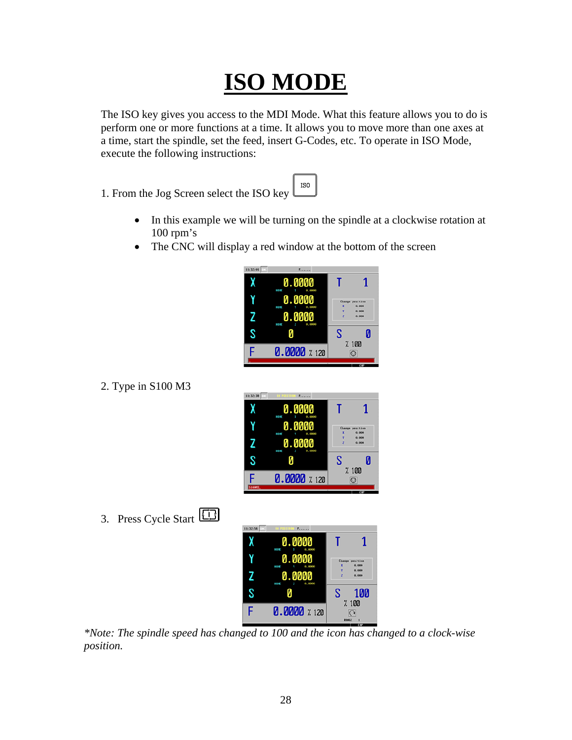# ISO MODE

The ISO key gives you access to the MDI Mode. What this feature allows you to do is perform one or more functions at a time. It allows you to move more than one axes at a time, start the spindle, set the feed, insert G-Codes, etc. To operate in ISO Mode, execute the following instructions:

1. From the Jog Screen select the ISO key

   - In this example we will be turning on the spindle at a clockwise rotation at 100 rpm's
   - The CNC will display a red window at the bottom of the screen

2. Type in S100 M3

3. Press Cycle Start

*\*Note: The spindle speed has changed to 100 and the icon has changed to a clock-wise position.*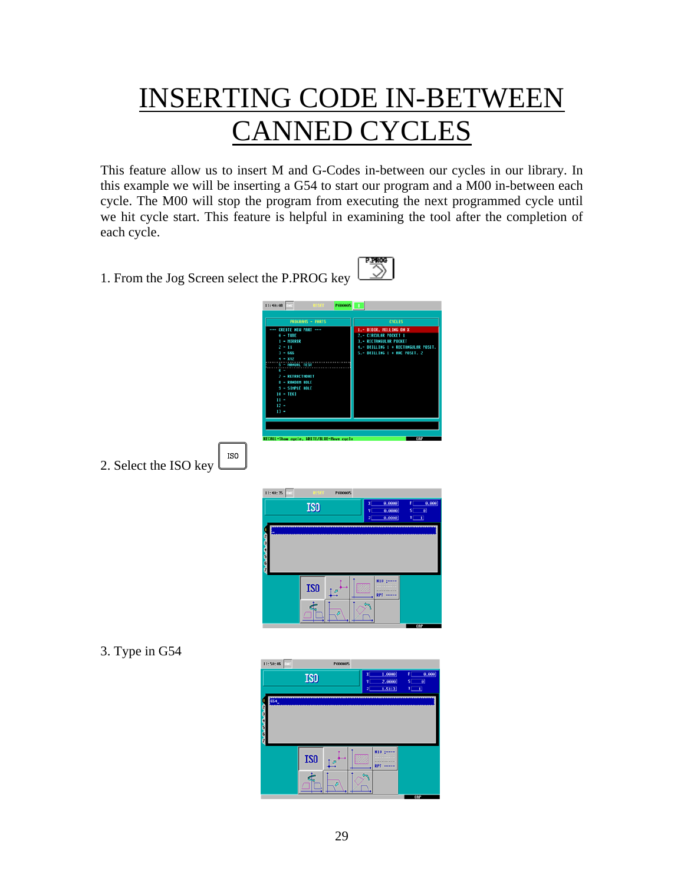# INSERTING CODE IN-BETWEEN CANNED CYCLES

This feature allow us to insert M and G-Codes in-between our cycles in our library. In this example we will be inserting a G54 to start our program and a M00 in-between each cycle. The M00 will stop the program from executing the next programmed cycle until we hit cycle start. This feature is helpful in examining the tool after the completion of each cycle.

1. From the Jog Screen select the P.PROG key

2. Select the ISO key

3. Type in G54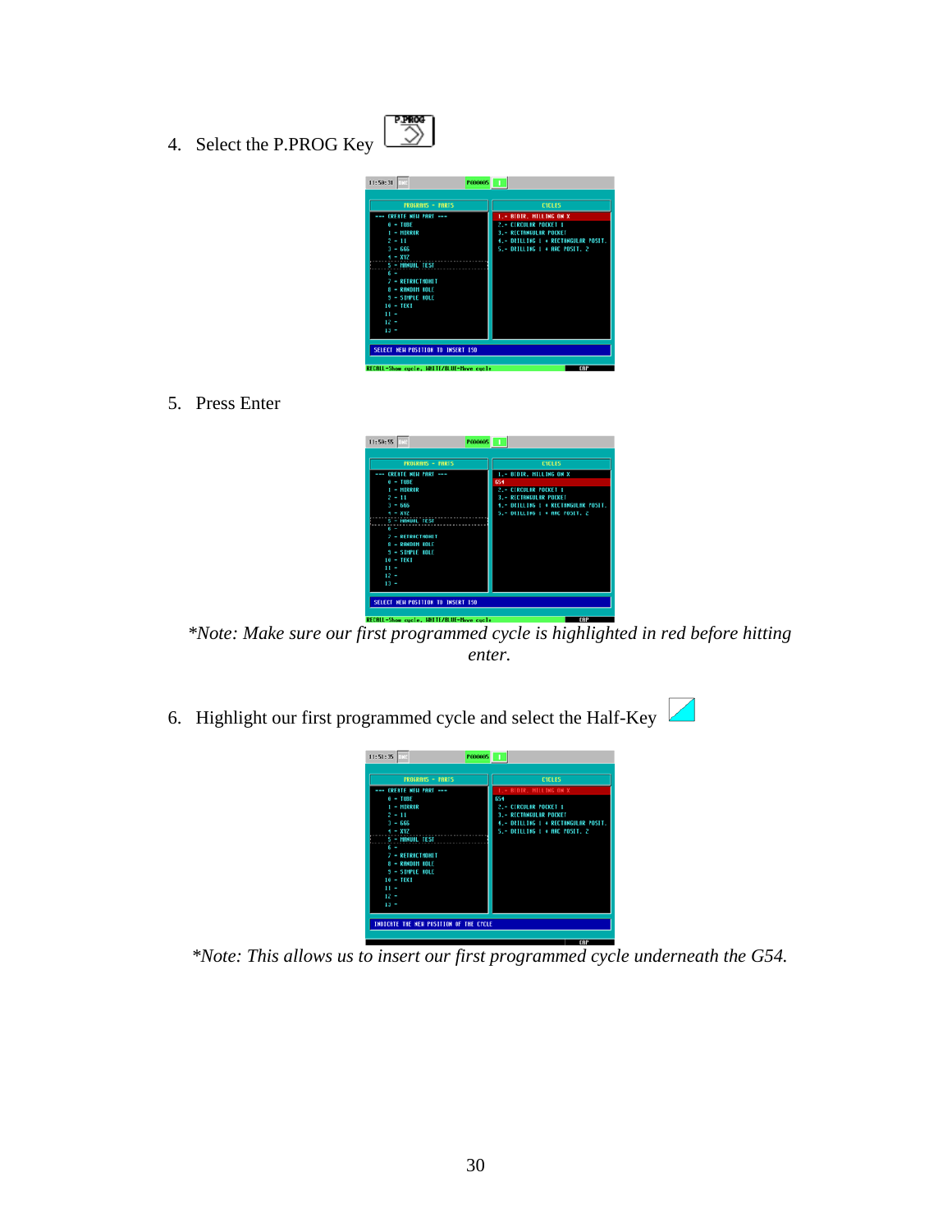4. Select the P.PROG Key

5. Press Enter

*Note: Make sure our first programmed cycle is highlighted in red before hitting enter.*

6. Highlight our first programmed cycle and select the Half-Key

*Note: This allows us to insert our first programmed cycle underneath the G54.*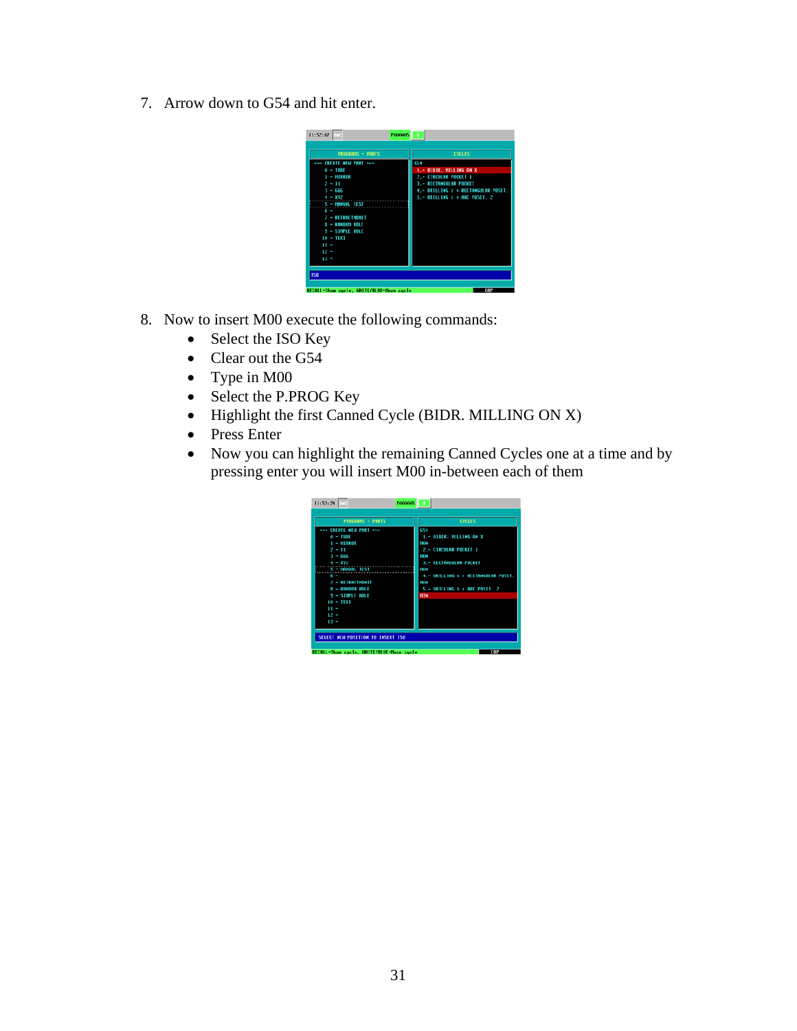7. Arrow down to G54 and hit enter.

8. Now to insert M00 execute the following commands:
   - Select the ISO Key
   - Clear out the G54
   - Type in M00
   - Select the P.PROG Key
   - Highlight the first Canned Cycle (BIDR. MILLING ON X)
   - Press Enter
   - Now you can highlight the remaining Canned Cycles one at a time and by pressing enter you will insert M00 in-between each of them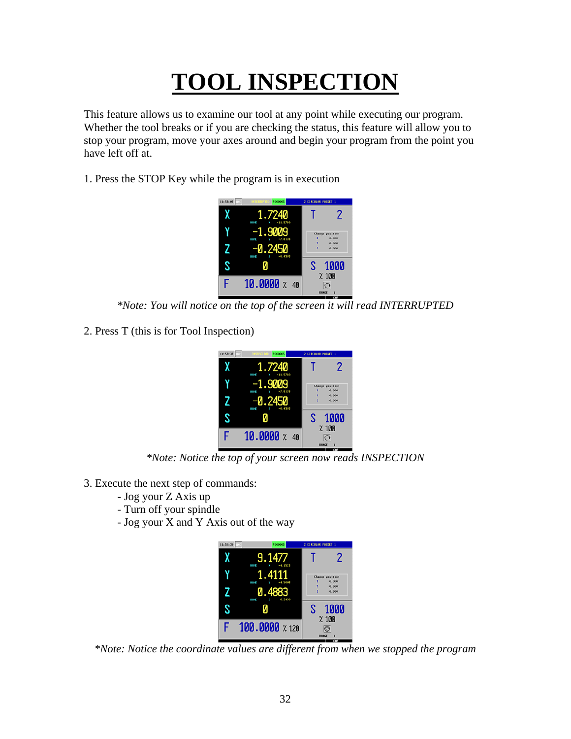# TOOL INSPECTION

This feature allows us to examine our tool at any point while executing our program. Whether the tool breaks or if you are checking the status, this feature will allow you to stop your program, move your axes around and begin your program from the point you have left off at.

1. Press the STOP Key while the program is in execution

*\*Note: You will notice on the top of the screen it will read INTERRUPTED*

2. Press T (this is for Tool Inspection)

*\*Note: Notice the top of your screen now reads INSPECTION*

3. Execute the next step of commands:
   - Jog your Z Axis up
   - Turn off your spindle
   - Jog your X and Y Axis out of the way

*\*Note: Notice the coordinate values are different from when we stopped the program*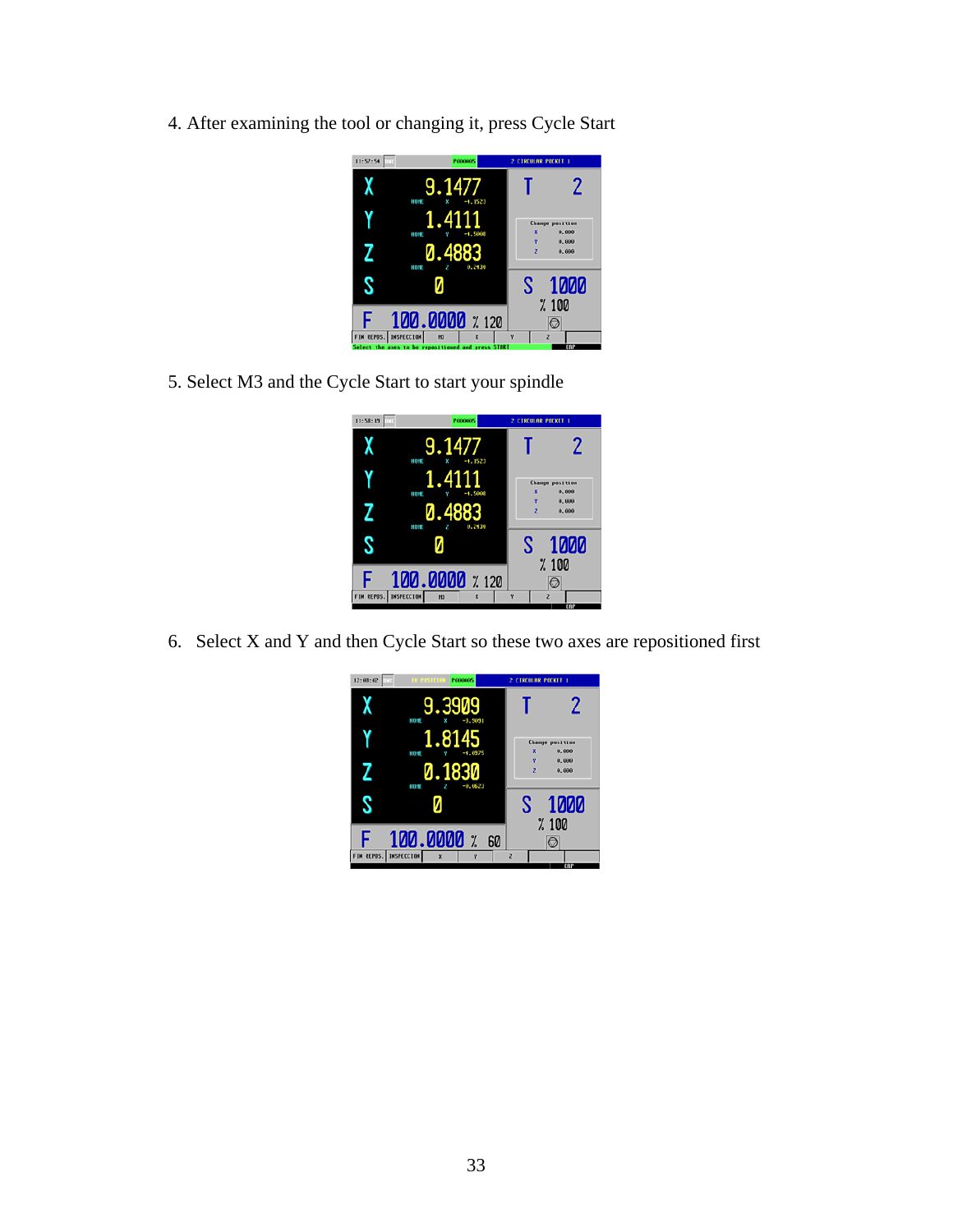4. After examining the tool or changing it, press Cycle Start

5. Select M3 and the Cycle Start to start your spindle

6. Select X and Y and then Cycle Start so these two axes are repositioned first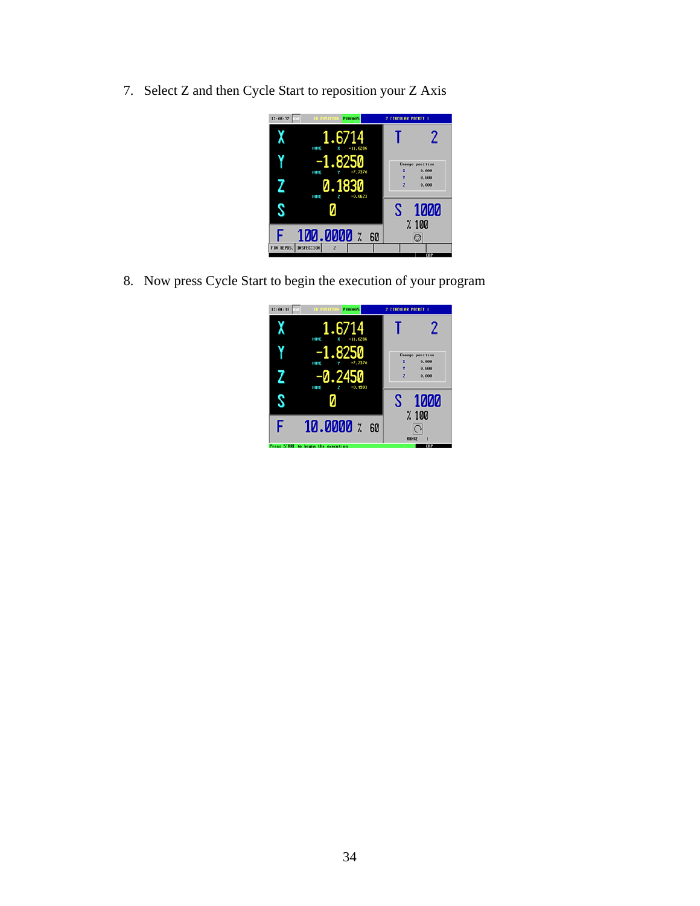7. Select Z and then Cycle Start to reposition your Z Axis

8. Now press Cycle Start to begin the execution of your program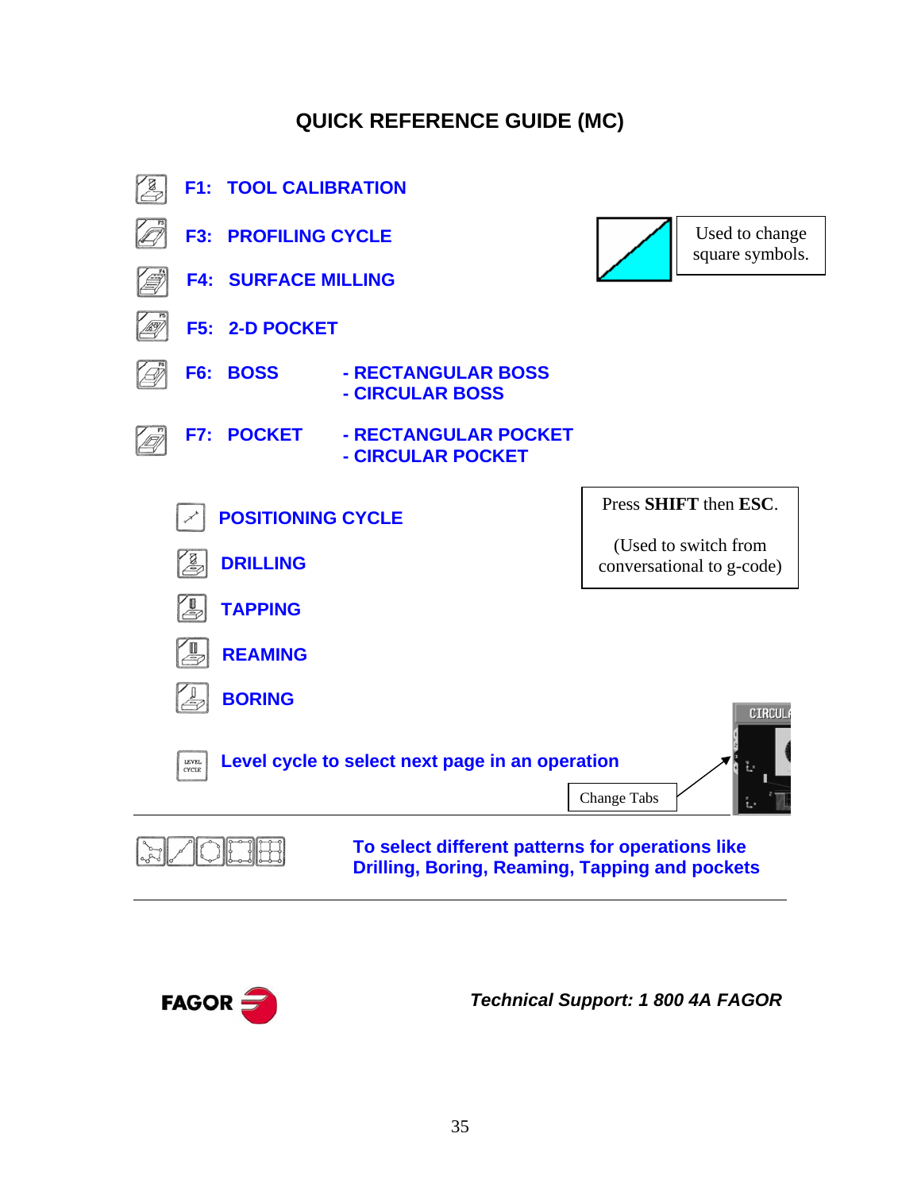# QUICK REFERENCE GUIDE (MC)

**F1: TOOL CALIBRATION**

**F3: PROFILING CYCLE**

Used to change square symbols.

**F4: SURFACE MILLING**

**F5: 2-D POCKET**

**F6: BOSS**
- RECTANGULAR BOSS
- CIRCULAR BOSS

**F7: POCKET**
- RECTANGULAR POCKET
- CIRCULAR POCKET

**POSITIONING CYCLE**

Press **SHIFT** then **ESC**.

(Used to switch from conversational to g-code)

**DRILLING**

**TAPPING**

**REAMING**

**BORING**

**Level cycle to select next page in an operation**

Change Tabs

---

**To select different patterns for operations like Drilling, Boring, Reaming, Tapping and pockets**

---

FAGOR

***Technical Support: 1 800 4A FAGOR***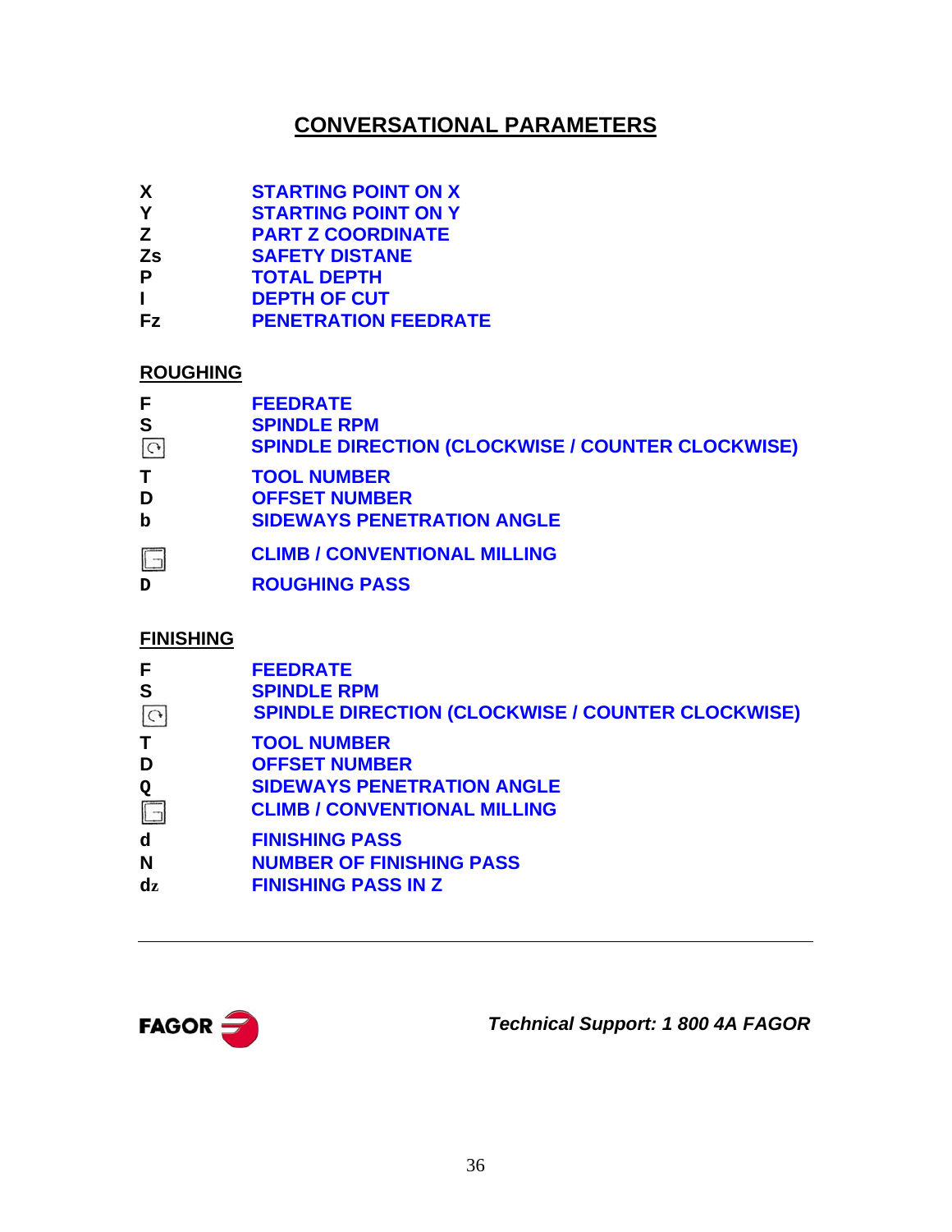# CONVERSATIONAL PARAMETERS

| | |
|---|---|
| X | STARTING POINT ON X |
| Y | STARTING POINT ON Y |
| Z | PART Z COORDINATE |
| Zs | SAFETY DISTANE |
| P | TOTAL DEPTH |
| I | DEPTH OF CUT |
| Fz | PENETRATION FEEDRATE |

## ROUGHING

| | |
|---|---|
| F | FEEDRATE |
| S | SPINDLE RPM |
| | SPINDLE DIRECTION (CLOCKWISE / COUNTER CLOCKWISE) |
| T | TOOL NUMBER |
| D | OFFSET NUMBER |
| b | SIDEWAYS PENETRATION ANGLE |
| | CLIMB / CONVENTIONAL MILLING |
| D | ROUGHING PASS |

## FINISHING

| | |
|---|---|
| F | FEEDRATE |
| S | SPINDLE RPM |
| | SPINDLE DIRECTION (CLOCKWISE / COUNTER CLOCKWISE) |
| T | TOOL NUMBER |
| D | OFFSET NUMBER |
| Q | SIDEWAYS PENETRATION ANGLE |
| | CLIMB / CONVENTIONAL MILLING |
| d | FINISHING PASS |
| N | NUMBER OF FINISHING PASS |
| dz | FINISHING PASS IN Z |

FAGOR

*Technical Support: 1 800 4A FAGOR*